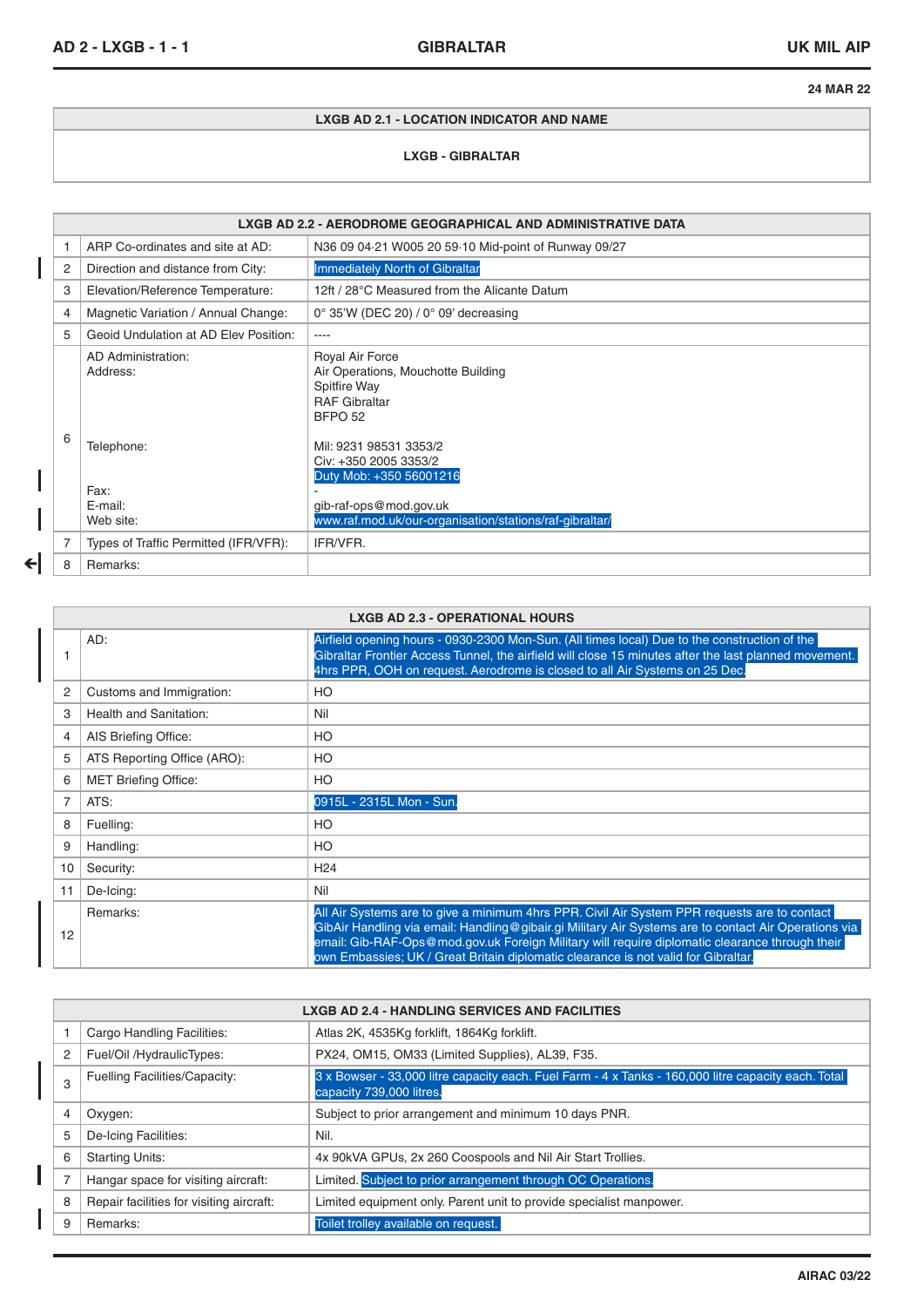24 MAR 22

| LXGB AD 2.1 - LOCATION INDICATOR AND NAME |
|---|
| LXGB - GIBRALTAR |

| LXGB AD 2.2 - AERODROME GEOGRAPHICAL AND ADMINISTRATIVE DATA | | |
|---|---|---|
| 1 | ARP Co-ordinates and site at AD: | N36 09 04·21 W005 20 59·10 Mid-point of Runway 09/27 |
| 2 | Direction and distance from City: | Immediately North of Gibraltar |
| 3 | Elevation/Reference Temperature: | 12ft / 28°C Measured from the Alicante Datum |
| 4 | Magnetic Variation / Annual Change: | 0° 35'W (DEC 20) / 0° 09' decreasing |
| 5 | Geoid Undulation at AD Elev Position: | ---- |
| 6 | AD Administration:<br>Address:<br><br><br><br><br>Telephone:<br><br><br><br>Fax:<br>E-mail:<br>Web site: | Royal Air Force<br>Air Operations, Mouchotte Building<br>Spitfire Way<br>RAF Gibraltar<br>BFPO 52<br><br>Mil: 9231 98531 3353/2<br>Civ: +350 2005 3353/2<br>Duty Mob: +350 56001216<br>-<br>gib-raf-ops@mod.gov.uk<br>www.raf.mod.uk/our-organisation/stations/raf-gibraltar/ |
| 7 | Types of Traffic Permitted (IFR/VFR): | IFR/VFR. |
| 8 | Remarks: | |

| LXGB AD 2.3 - OPERATIONAL HOURS | | |
|---|---|---|
| 1 | AD: | Airfield opening hours - 0930-2300 Mon-Sun. (All times local) Due to the construction of the Gibraltar Frontier Access Tunnel, the airfield will close 15 minutes after the last planned movement. 4hrs PPR, OOH on request. Aerodrome is closed to all Air Systems on 25 Dec. |
| 2 | Customs and Immigration: | HO |
| 3 | Health and Sanitation: | Nil |
| 4 | AIS Briefing Office: | HO |
| 5 | ATS Reporting Office (ARO): | HO |
| 6 | MET Briefing Office: | HO |
| 7 | ATS: | 0915L - 2315L Mon - Sun. |
| 8 | Fuelling: | HO |
| 9 | Handling: | HO |
| 10 | Security: | H24 |
| 11 | De-Icing: | Nil |
| 12 | Remarks: | All Air Systems are to give a minimum 4hrs PPR. Civil Air System PPR requests are to contact GibAir Handling via email: Handling@gibair.gi Military Air Systems are to contact Air Operations via email: Gib-RAF-Ops@mod.gov.uk Foreign Military will require diplomatic clearance through their own Embassies; UK / Great Britain diplomatic clearance is not valid for Gibraltar. |

| LXGB AD 2.4 - HANDLING SERVICES AND FACILITIES | | |
|---|---|---|
| 1 | Cargo Handling Facilities: | Atlas 2K, 4535Kg forklift, 1864Kg forklift. |
| 2 | Fuel/Oil /HydraulicTypes: | PX24, OM15, OM33 (Limited Supplies), AL39, F35. |
| 3 | Fuelling Facilities/Capacity: | 3 x Bowser - 33,000 litre capacity each. Fuel Farm - 4 x Tanks - 160,000 litre capacity each. Total capacity 739,000 litres. |
| 4 | Oxygen: | Subject to prior arrangement and minimum 10 days PNR. |
| 5 | De-Icing Facilities: | Nil. |
| 6 | Starting Units: | 4x 90kVA GPUs, 2x 260 Coospools and Nil Air Start Trollies. |
| 7 | Hangar space for visiting aircraft: | Limited. Subject to prior arrangement through OC Operations. |
| 8 | Repair facilities for visiting aircraft: | Limited equipment only. Parent unit to provide specialist manpower. |
| 9 | Remarks: | Toilet trolley available on request. |

AIRAC 03/22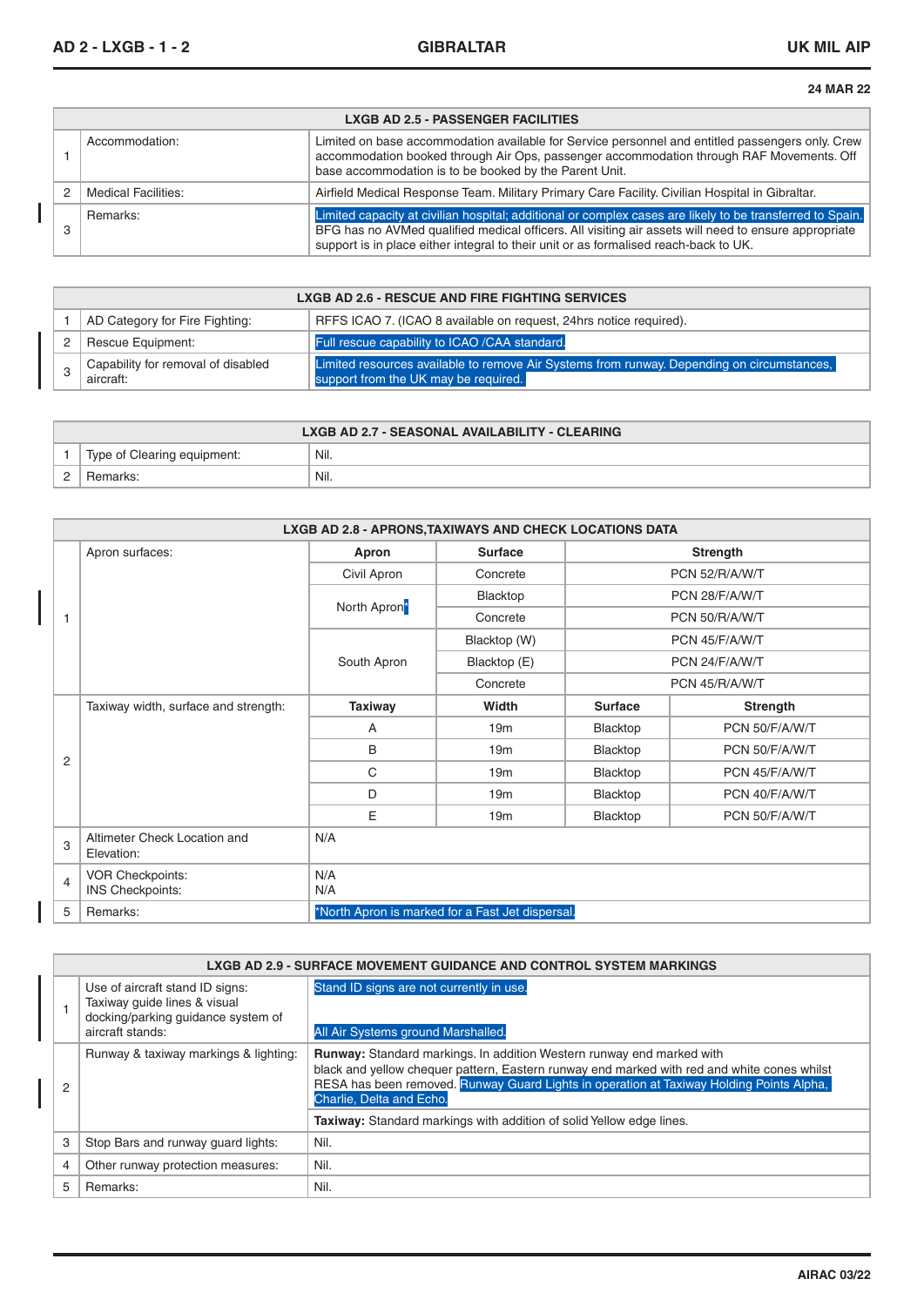24 MAR 22

| LXGB AD 2.5 - PASSENGER FACILITIES | | |
|---|---|---|
| 1 | Accommodation: | Limited on base accommodation available for Service personnel and entitled passengers only. Crew accommodation booked through Air Ops, passenger accommodation through RAF Movements. Off base accommodation is to be booked by the Parent Unit. |
| 2 | Medical Facilities: | Airfield Medical Response Team. Military Primary Care Facility. Civilian Hospital in Gibraltar. |
| 3 | Remarks: | Limited capacity at civilian hospital; additional or complex cases are likely to be transferred to Spain. BFG has no AVMed qualified medical officers. All visiting air assets will need to ensure appropriate support is in place either integral to their unit or as formalised reach-back to UK. |

| LXGB AD 2.6 - RESCUE AND FIRE FIGHTING SERVICES | | |
|---|---|---|
| 1 | AD Category for Fire Fighting: | RFFS ICAO 7. (ICAO 8 available on request, 24hrs notice required). |
| 2 | Rescue Equipment: | Full rescue capability to ICAO /CAA standard. |
| 3 | Capability for removal of disabled aircraft: | Limited resources available to remove Air Systems from runway. Depending on circumstances, support from the UK may be required. |

| LXGB AD 2.7 - SEASONAL AVAILABILITY - CLEARING | | |
|---|---|---|
| 1 | Type of Clearing equipment: | Nil. |
| 2 | Remarks: | Nil. |

| LXGB AD 2.8 - APRONS,TAXIWAYS AND CHECK LOCATIONS DATA | | | | | |
|---|---|---|---|---|---|
| 1 | Apron surfaces: | **Apron** | **Surface** | **Strength** | |
| | | Civil Apron | Concrete | PCN 52/R/A/W/T | |
| | | North Apron* | Blacktop | PCN 28/F/A/W/T | |
| | | | Concrete | PCN 50/R/A/W/T | |
| | | South Apron | Blacktop (W) | PCN 45/F/A/W/T | |
| | | | Blacktop (E) | PCN 24/F/A/W/T | |
| | | | Concrete | PCN 45/R/A/W/T | |
| 2 | Taxiway width, surface and strength: | **Taxiway** | **Width** | **Surface** | **Strength** |
| | | A | 19m | Blacktop | PCN 50/F/A/W/T |
| | | B | 19m | Blacktop | PCN 50/F/A/W/T |
| | | C | 19m | Blacktop | PCN 45/F/A/W/T |
| | | D | 19m | Blacktop | PCN 40/F/A/W/T |
| | | E | 19m | Blacktop | PCN 50/F/A/W/T |
| 3 | Altimeter Check Location and Elevation: | N/A | | | |
| 4 | VOR Checkpoints:<br>INS Checkpoints: | N/A<br>N/A | | | |
| 5 | Remarks: | *North Apron is marked for a Fast Jet dispersal. | | | |

| LXGB AD 2.9 - SURFACE MOVEMENT GUIDANCE AND CONTROL SYSTEM MARKINGS | | |
|---|---|---|
| 1 | Use of aircraft stand ID signs: Taxiway guide lines & visual docking/parking guidance system of aircraft stands: | Stand ID signs are not currently in use.<br><br>All Air Systems ground Marshalled. |
| 2 | Runway & taxiway markings & lighting: | **Runway:** Standard markings. In addition Western runway end marked with black and yellow chequer pattern, Eastern runway end marked with red and white cones whilst RESA has been removed. Runway Guard Lights in operation at Taxiway Holding Points Alpha, Charlie, Delta and Echo. |
| | | **Taxiway:** Standard markings with addition of solid Yellow edge lines. |
| 3 | Stop Bars and runway guard lights: | Nil. |
| 4 | Other runway protection measures: | Nil. |
| 5 | Remarks: | Nil. |

AIRAC 03/22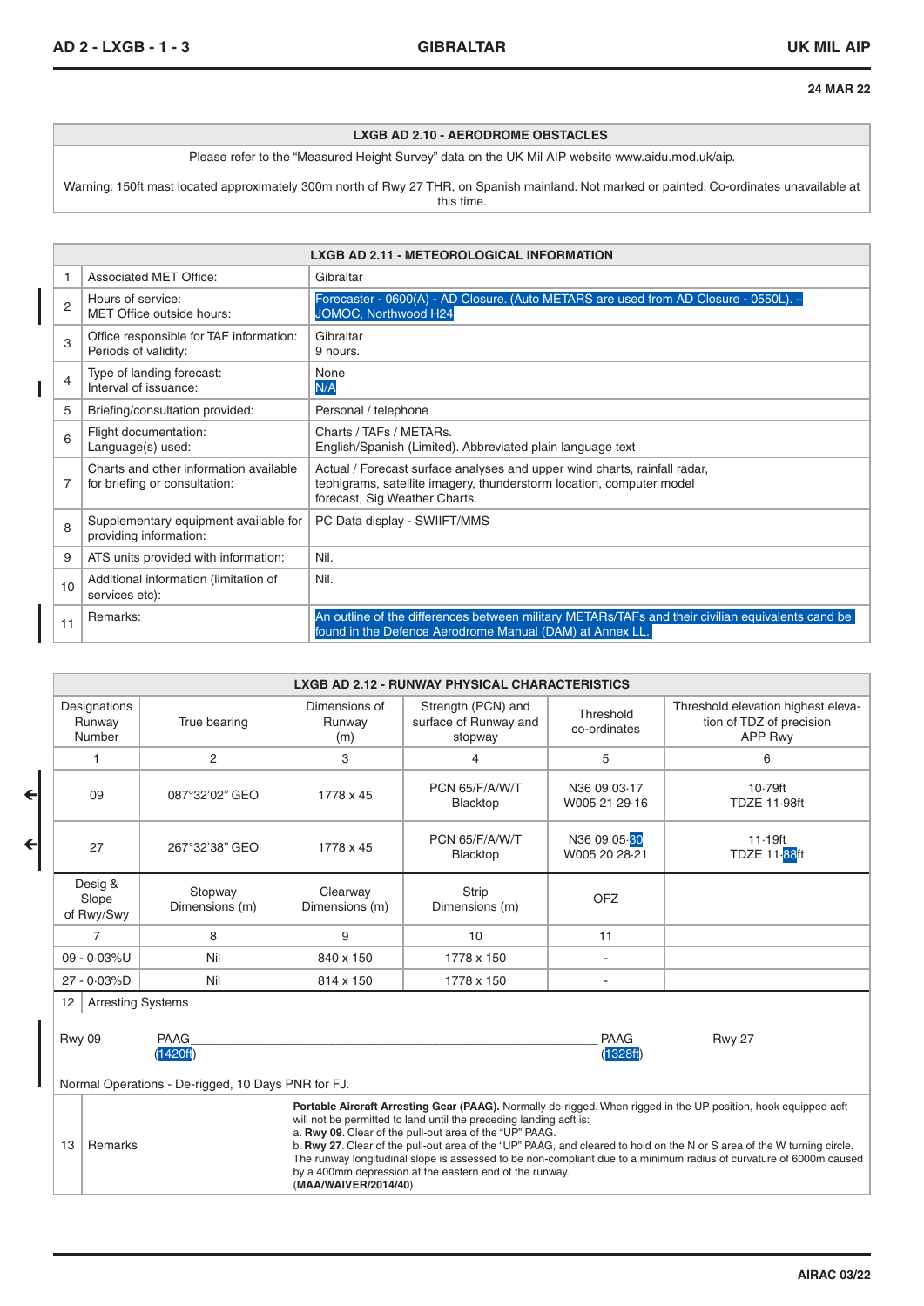24 MAR 22

| LXGB AD 2.10 - AERODROME OBSTACLES |
|---|
| Please refer to the "Measured Height Survey" data on the UK Mil AIP website www.aidu.mod.uk/aip. |
| Warning: 150ft mast located approximately 300m north of Rwy 27 THR, on Spanish mainland. Not marked or painted. Co-ordinates unavailable at this time. |

| LXGB AD 2.11 - METEOROLOGICAL INFORMATION | | |
|---|---|---|
| 1 | Associated MET Office: | Gibraltar |
| 2 | Hours of service:<br>MET Office outside hours: | Forecaster - 0600(A) - AD Closure. (Auto METARS are used from AD Closure - 0550L). ~<br>JOMOC, Northwood H24 |
| 3 | Office responsible for TAF information:<br>Periods of validity: | Gibraltar<br>9 hours. |
| 4 | Type of landing forecast:<br>Interval of issuance: | None<br>N/A |
| 5 | Briefing/consultation provided: | Personal / telephone |
| 6 | Flight documentation:<br>Language(s) used: | Charts / TAFs / METARs.<br>English/Spanish (Limited). Abbreviated plain language text |
| 7 | Charts and other information available for briefing or consultation: | Actual / Forecast surface analyses and upper wind charts, rainfall radar, tephigrams, satellite imagery, thunderstorm location, computer model forecast, Sig Weather Charts. |
| 8 | Supplementary equipment available for providing information: | PC Data display - SWIIFT/MMS |
| 9 | ATS units provided with information: | Nil. |
| 10 | Additional information (limitation of services etc): | Nil. |
| 11 | Remarks: | An outline of the differences between military METARs/TAFs and their civilian equivalents cand be found in the Defence Aerodrome Manual (DAM) at Annex LL. |

**LXGB AD 2.12 - RUNWAY PHYSICAL CHARACTERISTICS**

| Designations Runway Number | True bearing | Dimensions of Runway (m) | Strength (PCN) and surface of Runway and stopway | Threshold co-ordinates | Threshold elevation highest elevation of TDZ of precision APP Rwy |
|---|---|---|---|---|---|
| 1 | 2 | 3 | 4 | 5 | 6 |
| 09 | 087°32'02" GEO | 1778 x 45 | PCN 65/F/A/W/T<br>Blacktop | N36 09 03·17<br>W005 21 29·16 | 10·79ft<br>TDZE 11·98ft |
| 27 | 267°32'38" GEO | 1778 x 45 | PCN 65/F/A/W/T<br>Blacktop | N36 09 05·30<br>W005 20 28·21 | 11·19ft<br>TDZE 11·88ft |
| Desig & Slope of Rwy/Swy | Stopway Dimensions (m) | Clearway Dimensions (m) | Strip Dimensions (m) | OFZ | |
| 7 | 8 | 9 | 10 | 11 | |
| 09 - 0·03%U | Nil | 840 x 150 | 1778 x 150 | - | |
| 27 - 0·03%D | Nil | 814 x 150 | 1778 x 150 | - | |

12 Arresting Systems

| Rwy 09 | PAAG (1420ft) | PAAG (1328ft) | Rwy 27 |
|---|---|---|---|

Normal Operations - De-rigged, 10 Days PNR for FJ.

| 13 | Remarks | **Portable Aircraft Arresting Gear (PAAG).** Normally de-rigged. When rigged in the UP position, hook equipped acft will not be permitted to land until the preceding landing acft is:<br>a. **Rwy 09**. Clear of the pull-out area of the "UP" PAAG.<br>b. **Rwy 27**. Clear of the pull-out area of the "UP" PAAG, and cleared to hold on the N or S area of the W turning circle.<br>The runway longitudinal slope is assessed to be non-compliant due to a minimum radius of curvature of 6000m caused by a 400mm depression at the eastern end of the runway.<br>(**MAA/WAIVER/2014/40**). |
|---|---|---|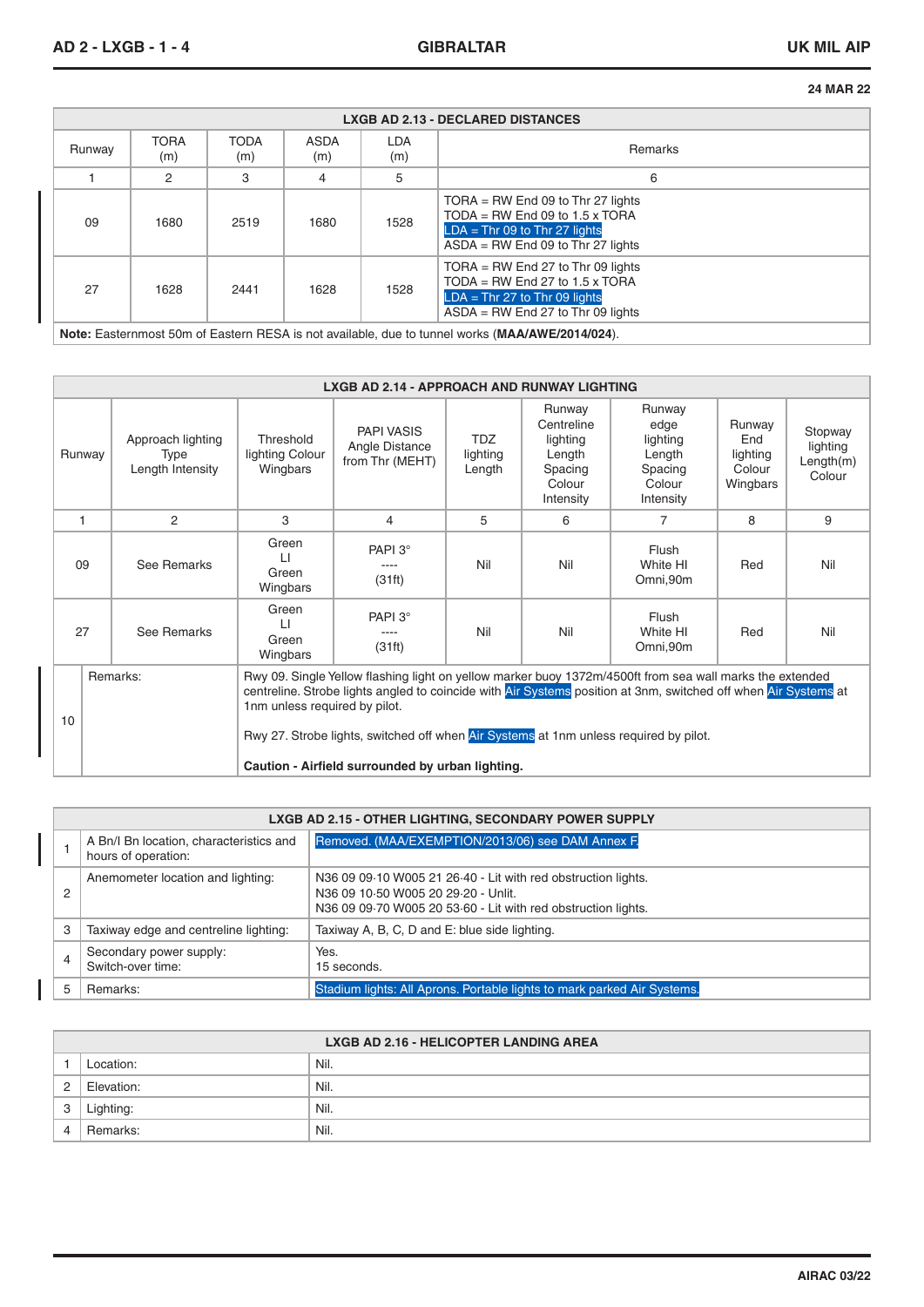24 MAR 22

| LXGB AD 2.13 - DECLARED DISTANCES | | | | | |
|---|---|---|---|---|---|
| Runway | TORA (m) | TODA (m) | ASDA (m) | LDA (m) | Remarks |
| 1 | 2 | 3 | 4 | 5 | 6 |
| 09 | 1680 | 2519 | 1680 | 1528 | TORA = RW End 09 to Thr 27 lights<br>TODA = RW End 09 to 1.5 x TORA<br>LDA = Thr 09 to Thr 27 lights<br>ASDA = RW End 09 to Thr 27 lights |
| 27 | 1628 | 2441 | 1628 | 1528 | TORA = RW End 27 to Thr 09 lights<br>TODA = RW End 27 to 1.5 x TORA<br>LDA = Thr 27 to Thr 09 lights<br>ASDA = RW End 27 to Thr 09 lights |

**Note:** Easternmost 50m of Eastern RESA is not available, due to tunnel works (**MAA/AWE/2014/024**).

| LXGB AD 2.14 - APPROACH AND RUNWAY LIGHTING | | | | | | | | |
|---|---|---|---|---|---|---|---|---|
| Runway | Approach lighting Type Length Intensity | Threshold lighting Colour Wingbars | PAPI VASIS Angle Distance from Thr (MEHT) | TDZ lighting Length | Runway Centreline lighting Length Spacing Colour Intensity | Runway edge lighting Length Spacing Colour Intensity | Runway End lighting Colour Wingbars | Stopway lighting Length(m) Colour |
| 1 | 2 | 3 | 4 | 5 | 6 | 7 | 8 | 9 |
| 09 | See Remarks | Green LI Green Wingbars | PAPI 3° ---- (31ft) | Nil | Nil | Flush White HI Omni,90m | Red | Nil |
| 27 | See Remarks | Green LI Green Wingbars | PAPI 3° ---- (31ft) | Nil | Nil | Flush White HI Omni,90m | Red | Nil |
| 10 | Remarks: | Rwy 09. Single Yellow flashing light on yellow marker buoy 1372m/4500ft from sea wall marks the extended centreline. Strobe lights angled to coincide with Air Systems position at 3nm, switched off when Air Systems at 1nm unless required by pilot.<br><br>Rwy 27. Strobe lights, switched off when Air Systems at 1nm unless required by pilot.<br><br>**Caution - Airfield surrounded by urban lighting.** | | | | | | |

| LXGB AD 2.15 - OTHER LIGHTING, SECONDARY POWER SUPPLY | | |
|---|---|---|
| 1 | A Bn/I Bn location, characteristics and hours of operation: | Removed. (MAA/EXEMPTION/2013/06) see DAM Annex F. |
| 2 | Anemometer location and lighting: | N36 09 09·10 W005 21 26·40 - Lit with red obstruction lights.<br>N36 09 10·50 W005 20 29·20 - Unlit.<br>N36 09 09·70 W005 20 53·60 - Lit with red obstruction lights. |
| 3 | Taxiway edge and centreline lighting: | Taxiway A, B, C, D and E: blue side lighting. |
| 4 | Secondary power supply:<br>Switch-over time: | Yes.<br>15 seconds. |
| 5 | Remarks: | Stadium lights: All Aprons. Portable lights to mark parked Air Systems. |

| LXGB AD 2.16 - HELICOPTER LANDING AREA | | |
|---|---|---|
| 1 | Location: | Nil. |
| 2 | Elevation: | Nil. |
| 3 | Lighting: | Nil. |
| 4 | Remarks: | Nil. |

AIRAC 03/22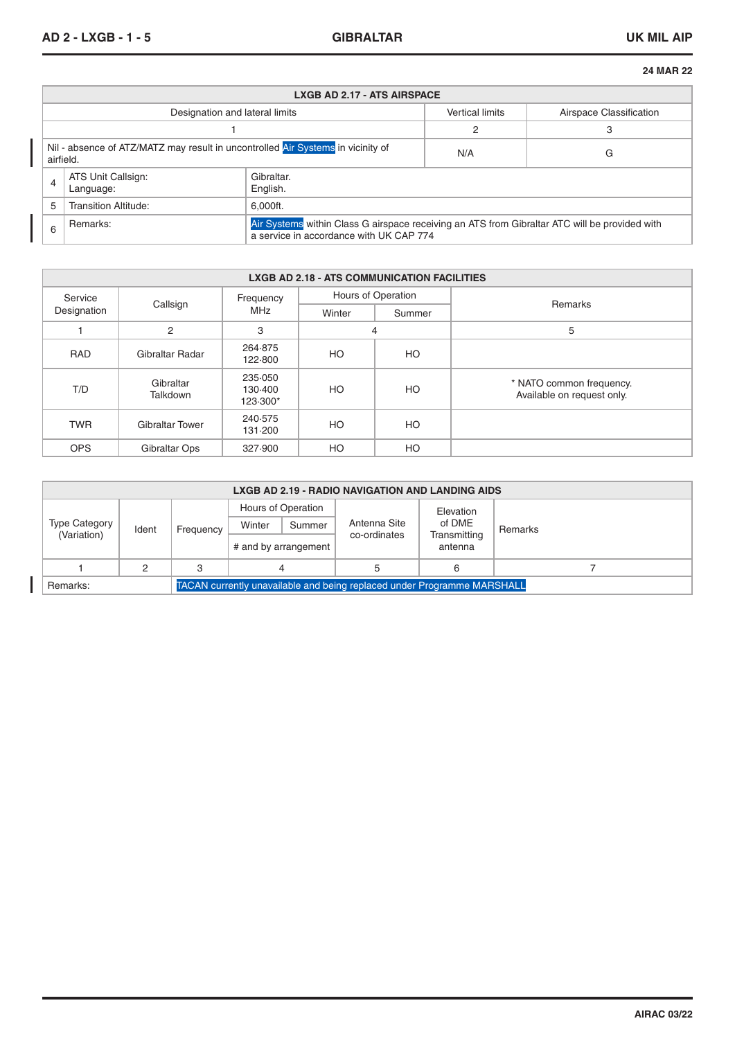24 MAR 22

| LXGB AD 2.17 - ATS AIRSPACE | | |
|---|---|---|
| Designation and lateral limits | Vertical limits | Airspace Classification |
| 1 | 2 | 3 |
| Nil - absence of ATZ/MATZ may result in uncontrolled Air Systems in vicinity of airfield. | N/A | G |

| | | |
|---|---|---|
| 4 | ATS Unit Callsign: Language: | Gibraltar. English. |
| 5 | Transition Altitude: | 6,000ft. |
| 6 | Remarks: | Air Systems within Class G airspace receiving an ATS from Gibraltar ATC will be provided with a service in accordance with UK CAP 774 |

| LXGB AD 2.18 - ATS COMMUNICATION FACILITIES | | | | | |
|---|---|---|---|---|---|
| Service Designation | Callsign | Frequency MHz | Hours of Operation | | Remarks |
| | | | Winter | Summer | |
| 1 | 2 | 3 | 4 | | 5 |
| RAD | Gibraltar Radar | 264·875<br>122·800 | HO | HO | |
| T/D | Gibraltar Talkdown | 235·050<br>130·400<br>123·300* | HO | HO | * NATO common frequency. Available on request only. |
| TWR | Gibraltar Tower | 240·575<br>131·200 | HO | HO | |
| OPS | Gibraltar Ops | 327·900 | HO | HO | |

| LXGB AD 2.19 - RADIO NAVIGATION AND LANDING AIDS | | | | | | | |
|---|---|---|---|---|---|---|---|
| Type Category (Variation) | Ident | Frequency | Hours of Operation | | Antenna Site co-ordinates | Elevation of DME Transmitting antenna | Remarks |
| | | | Winter | Summer | | | |
| | | | # and by arrangement | | | | |
| 1 | 2 | 3 | 4 | | 5 | 6 | 7 |
| Remarks: | | TACAN currently unavailable and being replaced under Programme MARSHALL | | | | | |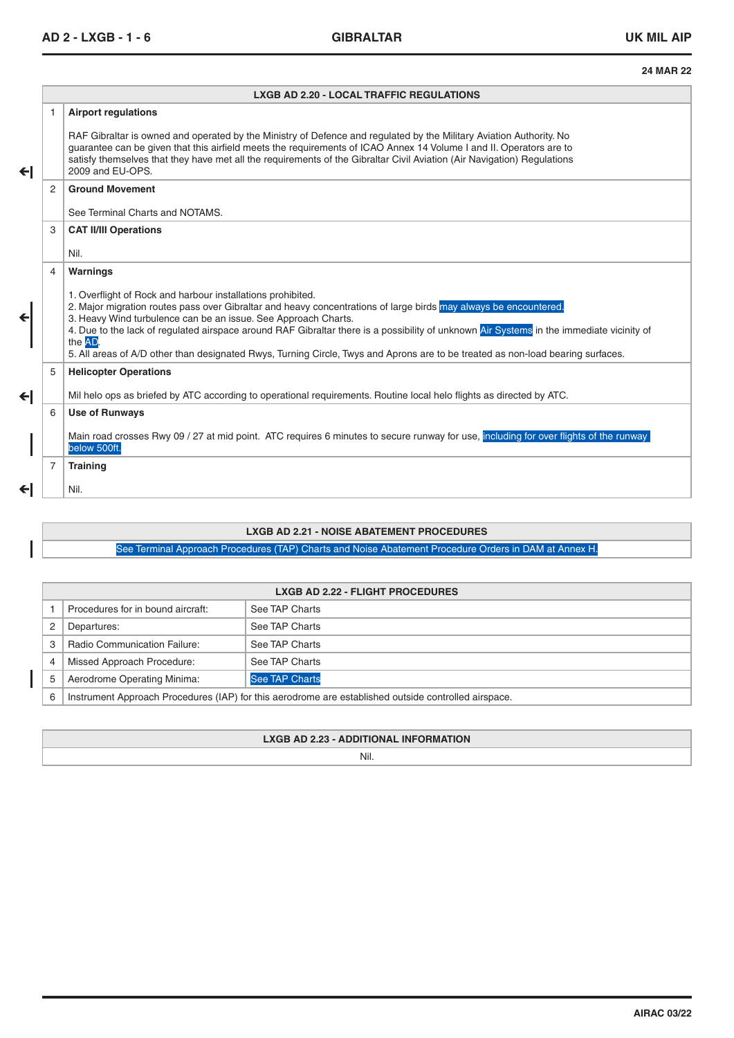24 MAR 22

| LXGB AD 2.20 - LOCAL TRAFFIC REGULATIONS | |
|---|---|
| 1 | **Airport regulations**<br><br>RAF Gibraltar is owned and operated by the Ministry of Defence and regulated by the Military Aviation Authority. No guarantee can be given that this airfield meets the requirements of ICAO Annex 14 Volume I and II. Operators are to satisfy themselves that they have met all the requirements of the Gibraltar Civil Aviation (Air Navigation) Regulations 2009 and EU-OPS. |
| 2 | **Ground Movement**<br><br>See Terminal Charts and NOTAMS. |
| 3 | **CAT II/III Operations**<br><br>Nil. |
| 4 | **Warnings**<br><br>1. Overflight of Rock and harbour installations prohibited.<br>2. Major migration routes pass over Gibraltar and heavy concentrations of large birds may always be encountered.<br>3. Heavy Wind turbulence can be an issue. See Approach Charts.<br>4. Due to the lack of regulated airspace around RAF Gibraltar there is a possibility of unknown Air Systems in the immediate vicinity of the AD.<br>5. All areas of A/D other than designated Rwys, Turning Circle, Twys and Aprons are to be treated as non-load bearing surfaces. |
| 5 | **Helicopter Operations**<br><br>Mil helo ops as briefed by ATC according to operational requirements. Routine local helo flights as directed by ATC. |
| 6 | **Use of Runways**<br><br>Main road crosses Rwy 09 / 27 at mid point. ATC requires 6 minutes to secure runway for use, including for over flights of the runway below 500ft. |
| 7 | **Training**<br><br>Nil. |

| LXGB AD 2.21 - NOISE ABATEMENT PROCEDURES |
|---|
| See Terminal Approach Procedures (TAP) Charts and Noise Abatement Procedure Orders in DAM at Annex H. |

| LXGB AD 2.22 - FLIGHT PROCEDURES | | |
|---|---|---|
| 1 | Procedures for in bound aircraft: | See TAP Charts |
| 2 | Departures: | See TAP Charts |
| 3 | Radio Communication Failure: | See TAP Charts |
| 4 | Missed Approach Procedure: | See TAP Charts |
| 5 | Aerodrome Operating Minima: | See TAP Charts |
| 6 | Instrument Approach Procedures (IAP) for this aerodrome are established outside controlled airspace. | |

| LXGB AD 2.23 - ADDITIONAL INFORMATION |
|---|
| Nil. |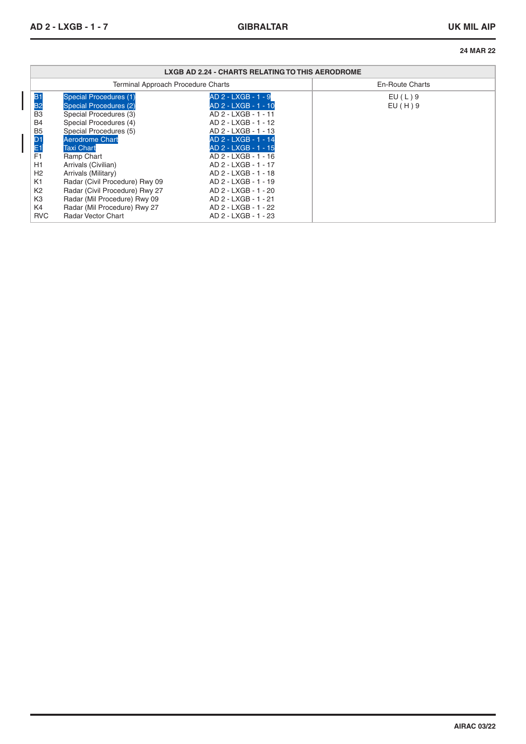24 MAR 22

| LXGB AD 2.24 - CHARTS RELATING TO THIS AERODROME | | | |
|---|---|---|---|
| Terminal Approach Procedure Charts | | | En-Route Charts |
| B1 | Special Procedures (1) | AD 2 - LXGB - 1 - 9 | EU ( L ) 9 |
| B2 | Special Procedures (2) | AD 2 - LXGB - 1 - 10 | EU ( H ) 9 |
| B3 | Special Procedures (3) | AD 2 - LXGB - 1 - 11 | |
| B4 | Special Procedures (4) | AD 2 - LXGB - 1 - 12 | |
| B5 | Special Procedures (5) | AD 2 - LXGB - 1 - 13 | |
| D1 | Aerodrome Chart | AD 2 - LXGB - 1 - 14 | |
| E1 | Taxi Chart | AD 2 - LXGB - 1 - 15 | |
| F1 | Ramp Chart | AD 2 - LXGB - 1 - 16 | |
| H1 | Arrivals (Civilian) | AD 2 - LXGB - 1 - 17 | |
| H2 | Arrivals (Military) | AD 2 - LXGB - 1 - 18 | |
| K1 | Radar (Civil Procedure) Rwy 09 | AD 2 - LXGB - 1 - 19 | |
| K2 | Radar (Civil Procedure) Rwy 27 | AD 2 - LXGB - 1 - 20 | |
| K3 | Radar (Mil Procedure) Rwy 09 | AD 2 - LXGB - 1 - 21 | |
| K4 | Radar (Mil Procedure) Rwy 27 | AD 2 - LXGB - 1 - 22 | |
| RVC | Radar Vector Chart | AD 2 - LXGB - 1 - 23 | |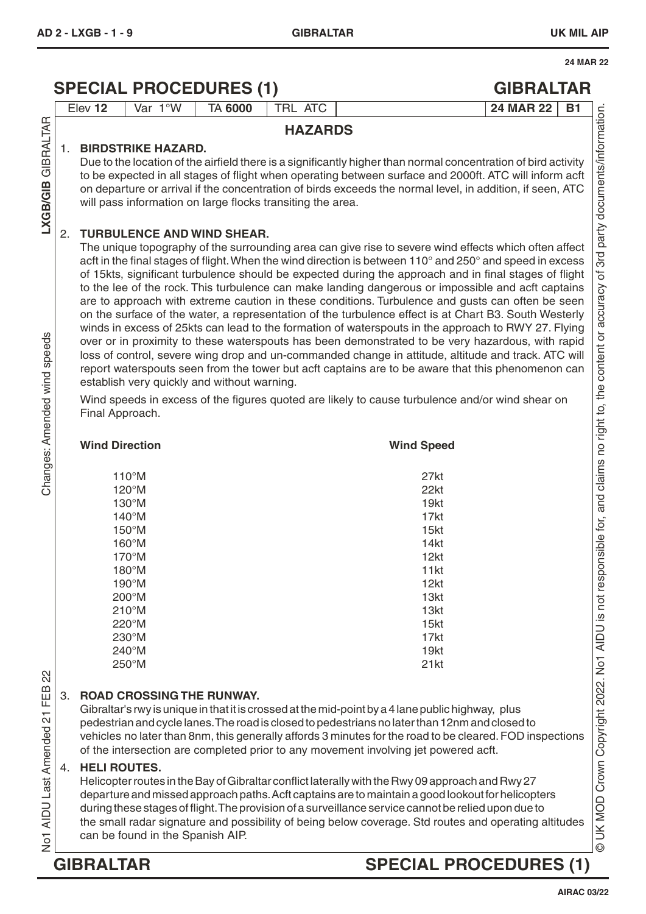# SPECIAL PROCEDURES (1) — GIBRALTAR

| Elev **12** | Var 1°W | TA **6000** | TRL ATC | | **24 MAR 22** | **B1** |
|---|---|---|---|---|---|---|

## HAZARDS

1. **BIRDSTRIKE HAZARD.**
   Due to the location of the airfield there is a significantly higher than normal concentration of bird activity to be expected in all stages of flight when operating between surface and 2000ft. ATC will inform acft on departure or arrival if the concentration of birds exceeds the normal level, in addition, if seen, ATC will pass information on large flocks transiting the area.

2. **TURBULENCE AND WIND SHEAR.**
   The unique topography of the surrounding area can give rise to severe wind effects which often affect acft in the final stages of flight. When the wind direction is between 110° and 250° and speed in excess of 15kts, significant turbulence should be expected during the approach and in final stages of flight to the lee of the rock. This turbulence can make landing dangerous or impossible and acft captains are to approach with extreme caution in these conditions. Turbulence and gusts can often be seen on the surface of the water, a representation of the turbulence effect is at Chart B3. South Westerly winds in excess of 25kts can lead to the formation of waterspouts in the approach to RWY 27. Flying over or in proximity to these waterspouts has been demonstrated to be very hazardous, with rapid loss of control, severe wing drop and un-commanded change in attitude, altitude and track. ATC will report waterspouts seen from the tower but acft captains are to be aware that this phenomenon can establish very quickly and without warning.

   Wind speeds in excess of the figures quoted are likely to cause turbulence and/or wind shear on Final Approach.

| Wind Direction | Wind Speed |
|---|---|
| 110°M | 27kt |
| 120°M | 22kt |
| 130°M | 19kt |
| 140°M | 17kt |
| 150°M | 15kt |
| 160°M | 14kt |
| 170°M | 12kt |
| 180°M | 11kt |
| 190°M | 12kt |
| 200°M | 13kt |
| 210°M | 13kt |
| 220°M | 15kt |
| 230°M | 17kt |
| 240°M | 19kt |
| 250°M | 21kt |

3. **ROAD CROSSING THE RUNWAY.**
   Gibraltar's rwy is unique in that it is crossed at the mid-point by a 4 lane public highway, plus pedestrian and cycle lanes. The road is closed to pedestrians no later than 12nm and closed to vehicles no later than 8nm, this generally affords 3 minutes for the road to be cleared. FOD inspections of the intersection are completed prior to any movement involving jet powered acft.

4. **HELI ROUTES.**
   Helicopter routes in the Bay of Gibraltar conflict laterally with the Rwy 09 approach and Rwy 27 departure and missed approach paths. Acft captains are to maintain a good lookout for helicopters during these stages of flight. The provision of a surveillance service cannot be relied upon due to the small radar signature and possibility of being below coverage. Std routes and operating altitudes can be found in the Spanish AIP.

LXGB/GIB GIBRALTAR

Changes: Amended wind speeds

No1 AIDU Last Amended 21 FEB 22

© UK MOD Crown Copyright 2022. No1 AIDU is not responsible for, and claims no right to, the content or accuracy of 3rd party documents/information.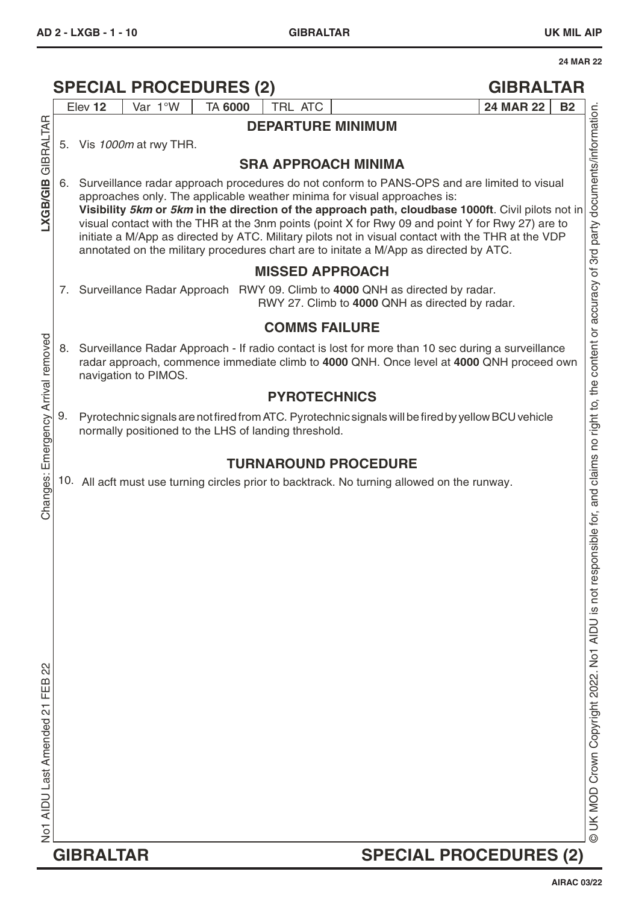# SPECIAL PROCEDURES (2) GIBRALTAR

| Elev **12** | Var 1°W | TA **6000** | TRL ATC | | **24 MAR 22** | **B2** |
|---|---|---|---|---|---|---|

## DEPARTURE MINIMUM

5. Vis *1000m* at rwy THR.

## SRA APPROACH MINIMA

6. Surveillance radar approach procedures do not conform to PANS-OPS and are limited to visual approaches only. The applicable weather minima for visual approaches is: **Visibility *5km* or *5km* in the direction of the approach path, cloudbase 1000ft**. Civil pilots not in visual contact with the THR at the 3nm points (point X for Rwy 09 and point Y for Rwy 27) are to initiate a M/App as directed by ATC. Military pilots not in visual contact with the THR at the VDP annotated on the military procedures chart are to initate a M/App as directed by ATC.

## MISSED APPROACH

7. Surveillance Radar Approach RWY 09. Climb to **4000** QNH as directed by radar.
   RWY 27. Climb to **4000** QNH as directed by radar.

## COMMS FAILURE

8. Surveillance Radar Approach - If radio contact is lost for more than 10 sec during a surveillance radar approach, commence immediate climb to **4000** QNH. Once level at **4000** QNH proceed own navigation to PIMOS.

## PYROTECHNICS

9. Pyrotechnic signals are not fired from ATC. Pyrotechnic signals will be fired by yellow BCU vehicle normally positioned to the LHS of landing threshold.

## TURNAROUND PROCEDURE

10. All acft must use turning circles prior to backtrack. No turning allowed on the runway.

LXGB/GIB GIBRALTAR

Changes: Emergency Arrival removed

No1 AIDU Last Amended 21 FEB 22

© UK MOD Crown Copyright 2022. No1 AIDU is not responsible for, and claims no right to, the content or accuracy of 3rd party documents/information.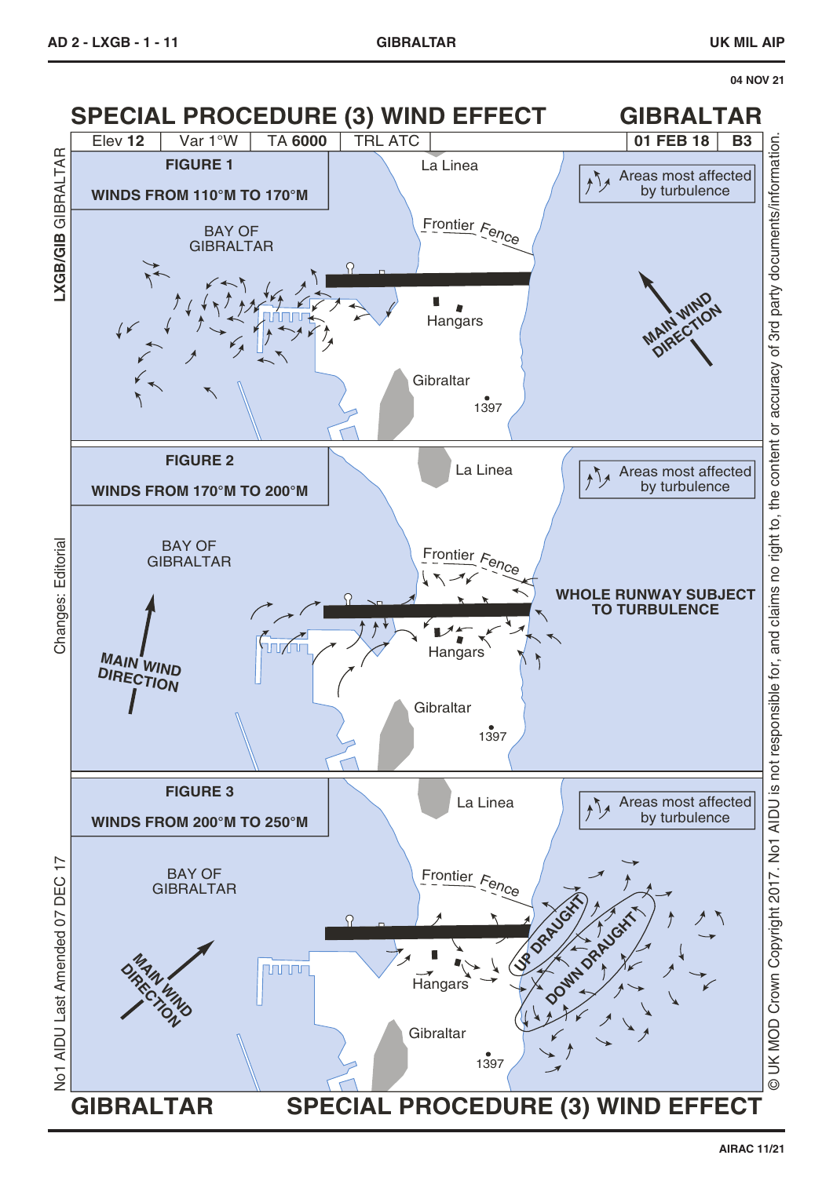# SPECIAL PROCEDURE (3) WIND EFFECT — GIBRALTAR

| Elev **12** | Var 1°W | TA **6000** | TRL ATC | **01 FEB 18** | **B3** |
|---|---|---|---|---|---|

**FIGURE 1**

**WINDS FROM 110°M TO 170°M**

La Linea

Areas most affected by turbulence

Frontier Fence

BAY OF GIBRALTAR

MAIN WIND DIRECTION

Hangars

Gibraltar

1397

**FIGURE 2**

**WINDS FROM 170°M TO 200°M**

La Linea

Areas most affected by turbulence

BAY OF GIBRALTAR

Frontier Fence

**WHOLE RUNWAY SUBJECT TO TURBULENCE**

MAIN WIND DIRECTION

Hangars

Gibraltar

1397

**FIGURE 3**

**WINDS FROM 200°M TO 250°M**

La Linea

Areas most affected by turbulence

BAY OF GIBRALTAR

Frontier Fence

UP DRAUGHT

DOWN DRAUGHT

MAIN WIND DIRECTION

Hangars

Gibraltar

1397

# GIBRALTAR — SPECIAL PROCEDURE (3) WIND EFFECT

LXGB/GIB GIBRALTAR

Changes: Editorial

No1 AIDU Last Amended 07 DEC 17

© UK MOD Crown Copyright 2017. No1 AIDU is not responsible for, and claims no right to, the content or accuracy of 3rd party documents/information.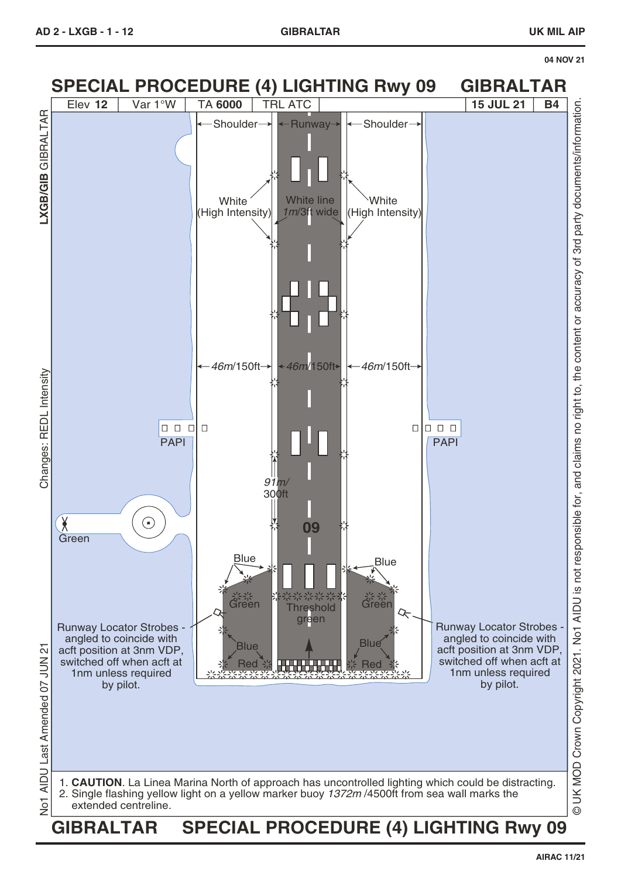# SPECIAL PROCEDURE (4) LIGHTING Rwy 09 — GIBRALTAR

| Elev **12** | Var 1°W | TA **6000** | TRL ATC | **15 JUL 21** | **B4** |
|---|---|---|---|---|---|

LXGB/GIB GIBRALTAR

Shoulder
Runway
Shoulder

White (High Intensity)
White line *1m*/3ft wide
White (High Intensity)

*46m*/150ft
*46m*/150ft
*46m*/150ft

PAPI
PAPI

*91m*/ 300ft

09

Green

Blue
Blue
Green
Threshold green
Green

Runway Locator Strobes - angled to coincide with acft position at 3nm VDP, switched off when acft at 1nm unless required by pilot.

Runway Locator Strobes - angled to coincide with acft position at 3nm VDP, switched off when acft at 1nm unless required by pilot.

Blue
Red
Blue
Red

1. **CAUTION**. La Linea Marina North of approach has uncontrolled lighting which could be distracting.
2. Single flashing yellow light on a yellow marker buoy *1372m* /4500ft from sea wall marks the extended centreline.

Changes: REDL Intensity

No1 AIDU Last Amended 07 JUN 21

© UK MOD Crown Copyright 2021. No1 AIDU is not responsible for, and claims no right to, the content or accuracy of 3rd party documents/information.

# GIBRALTAR — SPECIAL PROCEDURE (4) LIGHTING Rwy 09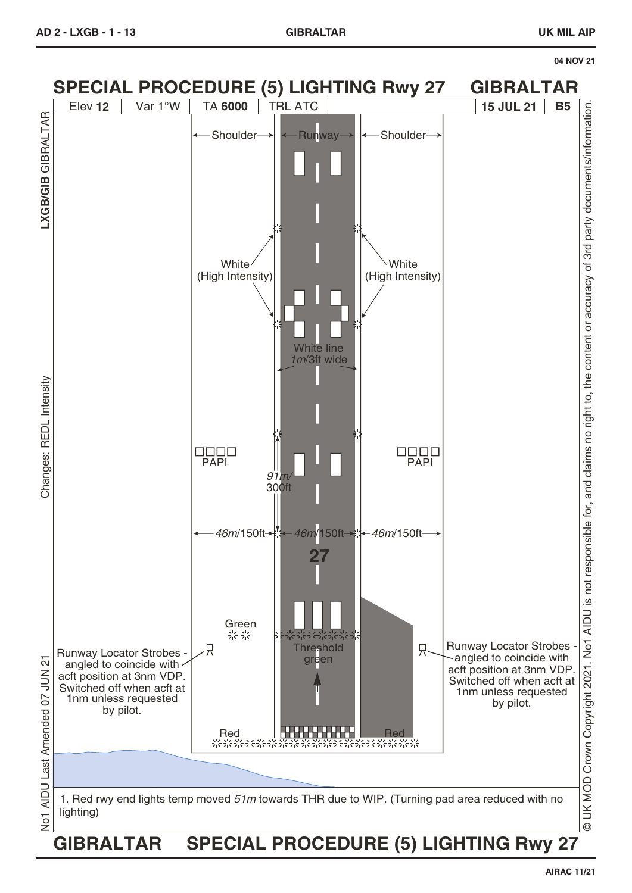# SPECIAL PROCEDURE (5) LIGHTING Rwy 27 GIBRALTAR

| Elev **12** | Var 1°W | TA **6000** | TRL ATC | **15 JUL 21** | **B5** |
|---|---|---|---|---|---|

LXGB/GIB GIBRALTAR

Changes: REDL Intensity

No1 AIDU Last Amended 07 JUN 21

Shoulder

Runway

Shoulder

White (High Intensity)

White (High Intensity)

White line *1m*/3ft wide

PAPI

PAPI

*91m*/300ft

*46m*/150ft

*46m*/150ft

*46m*/150ft

27

Green

Threshold green

Runway Locator Strobes - angled to coincide with acft position at 3nm VDP. Switched off when acft at 1nm unless requested by pilot.

Runway Locator Strobes - angled to coincide with acft position at 3nm VDP. Switched off when acft at 1nm unless requested by pilot.

Red

Red

1. Red rwy end lights temp moved *51m* towards THR due to WIP. (Turning pad area reduced with no lighting)

© UK MOD Crown Copyright 2021. No1 AIDU is not responsible for, and claims no right to, the content or accuracy of 3rd party documents/information.

# GIBRALTAR SPECIAL PROCEDURE (5) LIGHTING Rwy 27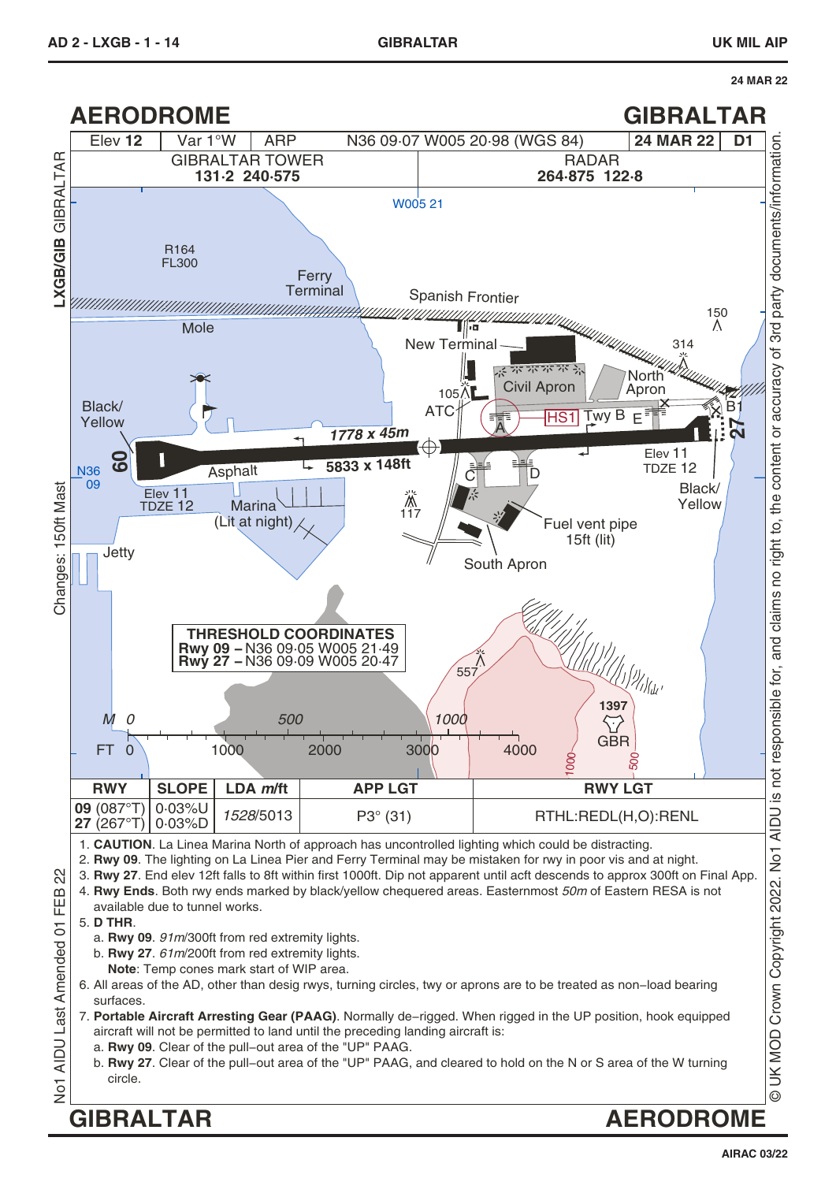# AERODROME GIBRALTAR

| Elev 12 | Var 1°W | ARP | N36 09·07 W005 20·98 (WGS 84) | 24 MAR 22 | D1 |
|---|---|---|---|---|---|

| GIBRALTAR TOWER | RADAR |
|---|---|
| 131·2 240·575 | 264·875 122·8 |

W005 21

R164
FL300

Ferry Terminal

Spanish Frontier

Mole

New Terminal

150

314

North Apron

Civil Apron

105

ATC

HS1 Twy B E

B1

27

Black/ Yellow

1778 x 45m

5833 x 148ft

N36 09

60

Asphalt

Elev 11
TDZE 12

Elev 11
TDZE 12

Marina (Lit at night)

117

C D

Black/ Yellow

Fuel vent pipe 15ft (lit)

Jetty

South Apron

**THRESHOLD COORDINATES**
**Rwy 09 –** N36 09·05 W005 21·49
**Rwy 27 –** N36 09·09 W005 20·47

557

1397

GBR

M 0 500 1000

FT 0 1000 2000 3000 4000

1000 500

| RWY | SLOPE | LDA *m*/ft | APP LGT | RWY LGT |
|---|---|---|---|---|
| **09** (087°T)<br>**27** (267°T) | 0·03%U<br>0·03%D | *1528*/5013 | P3° (31) | RTHL:REDL(H,O):RENL |

1. **CAUTION**. La Linea Marina North of approach has uncontrolled lighting which could be distracting.
2. **Rwy 09**. The lighting on La Linea Pier and Ferry Terminal may be mistaken for rwy in poor vis and at night.
3. **Rwy 27**. End elev 12ft falls to 8ft within first 1000ft. Dip not apparent until acft descends to approx 300ft on Final App.
4. **Rwy Ends**. Both rwy ends marked by black/yellow chequered areas. Easternmost *50m* of Eastern RESA is not available due to tunnel works.
5. **D THR**.
   a. **Rwy 09**. *91m*/300ft from red extremity lights.
   b. **Rwy 27**. *61m*/200ft from red extremity lights.
   **Note**: Temp cones mark start of WIP area.
6. All areas of the AD, other than desig rwys, turning circles, twy or aprons are to be treated as non–load bearing surfaces.
7. **Portable Aircraft Arresting Gear (PAAG)**. Normally de–rigged. When rigged in the UP position, hook equipped aircraft will not be permitted to land until the preceding landing aircraft is:
   a. **Rwy 09**. Clear of the pull–out area of the "UP" PAAG.
   b. **Rwy 27**. Clear of the pull–out area of the "UP" PAAG, and cleared to hold on the N or S area of the W turning circle.

LXGB/GIB GIBRALTAR

Changes: 150ft Mast

No1 AIDU Last Amended 01 FEB 22

© UK MOD Crown Copyright 2022. No1 AIDU is not responsible for, and claims no right to, the content or accuracy of 3rd party documents/information.

GIBRALTAR AERODROME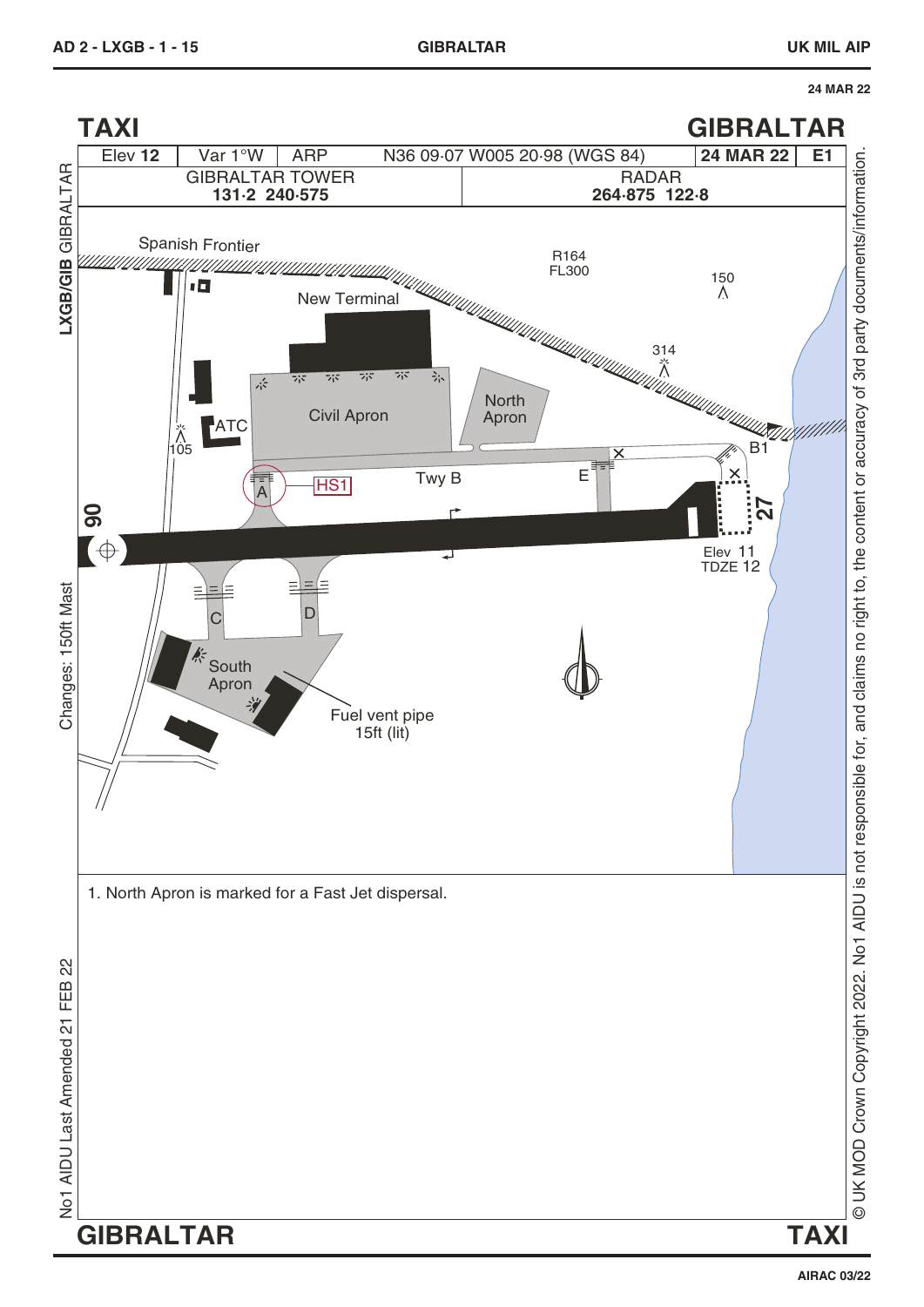24 MAR 22

# TAXI — GIBRALTAR

| Elev 12 | Var 1°W | ARP | N36 09·07 W005 20·98 (WGS 84) | 24 MAR 22 | E1 |
|---|---|---|---|---|---|
| GIBRALTAR TOWER 131·2 240·575 | | | RADAR 264·875 122·8 | | |

Spanish Frontier

R164
FL300

150

New Terminal

314

North Apron

Civil Apron

ATC

105

B1

Twy B

E

HS1

A

90

27

Elev 11
TDZE 12

C

D

South Apron

Fuel vent pipe
15ft (lit)

1. North Apron is marked for a Fast Jet dispersal.

LXGB/GIB GIBRALTAR

Changes: 150ft Mast

No1 AIDU Last Amended 21 FEB 22

© UK MOD Crown Copyright 2022. No1 AIDU is not responsible for, and claims no right to, the content or accuracy of 3rd party documents/information.

GIBRALTAR — TAXI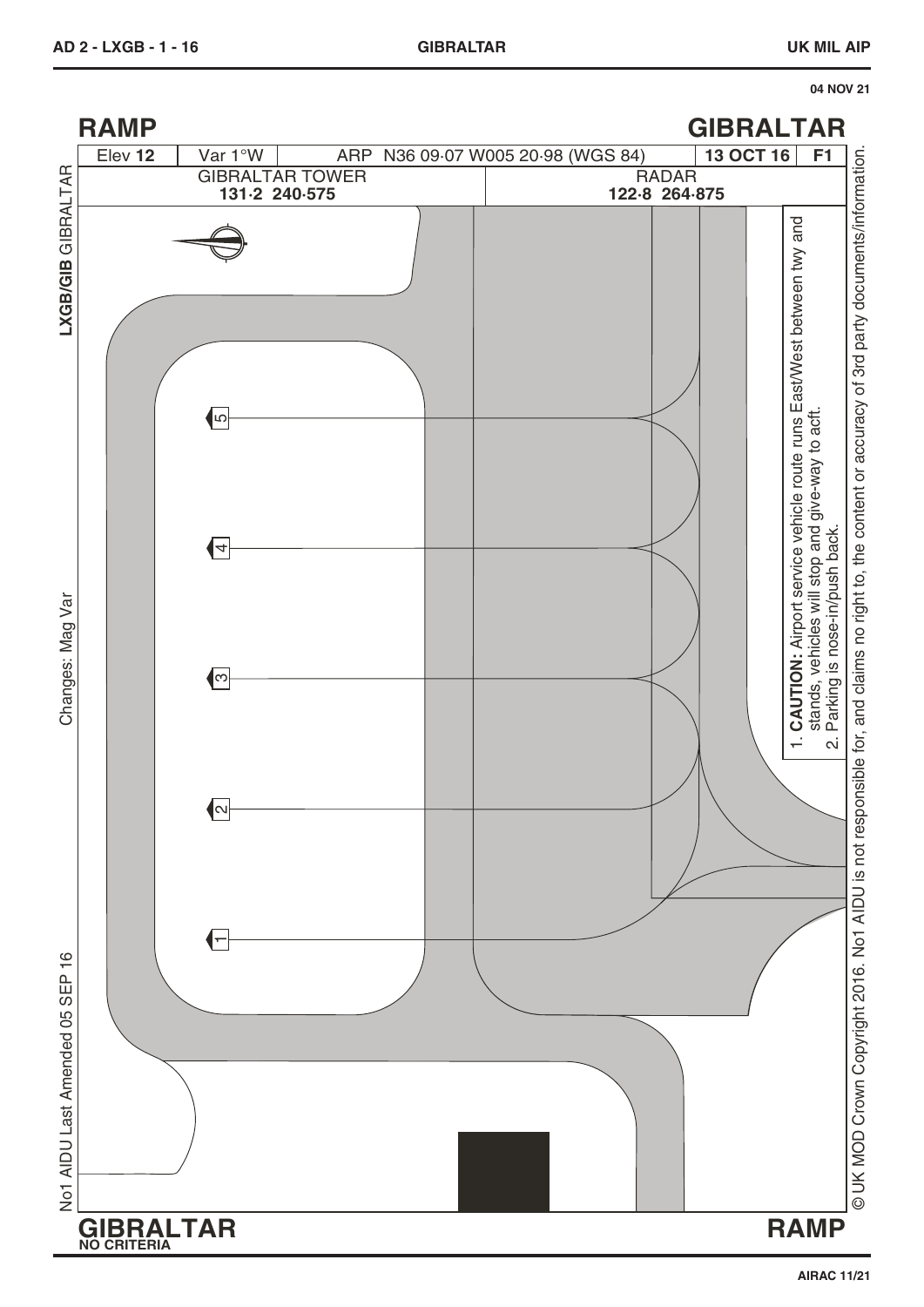# RAMP — GIBRALTAR

| Elev **12** | Var 1°W | ARP N36 09·07 W005 20·98 (WGS 84) | **13 OCT 16** | **F1** |
|---|---|---|---|---|

| GIBRALTAR TOWER | RADAR |
|---|---|
| **131·2 240·575** | **122·8 264·875** |

**LXGB/GIB** GIBRALTAR

5

4

3

2

1

1. **CAUTION:** Airport service vehicle route runs East/West between twy and stands, vehicles will stop and give-way to acft.
2. Parking is nose-in/push back.

Changes: Mag Var

No1 AIDU Last Amended 05 SEP 16

© UK MOD Crown Copyright 2016. No1 AIDU is not responsible for, and claims no right to, the content or accuracy of 3rd party documents/information.

**GIBRALTAR** — **RAMP**

**NO CRITERIA**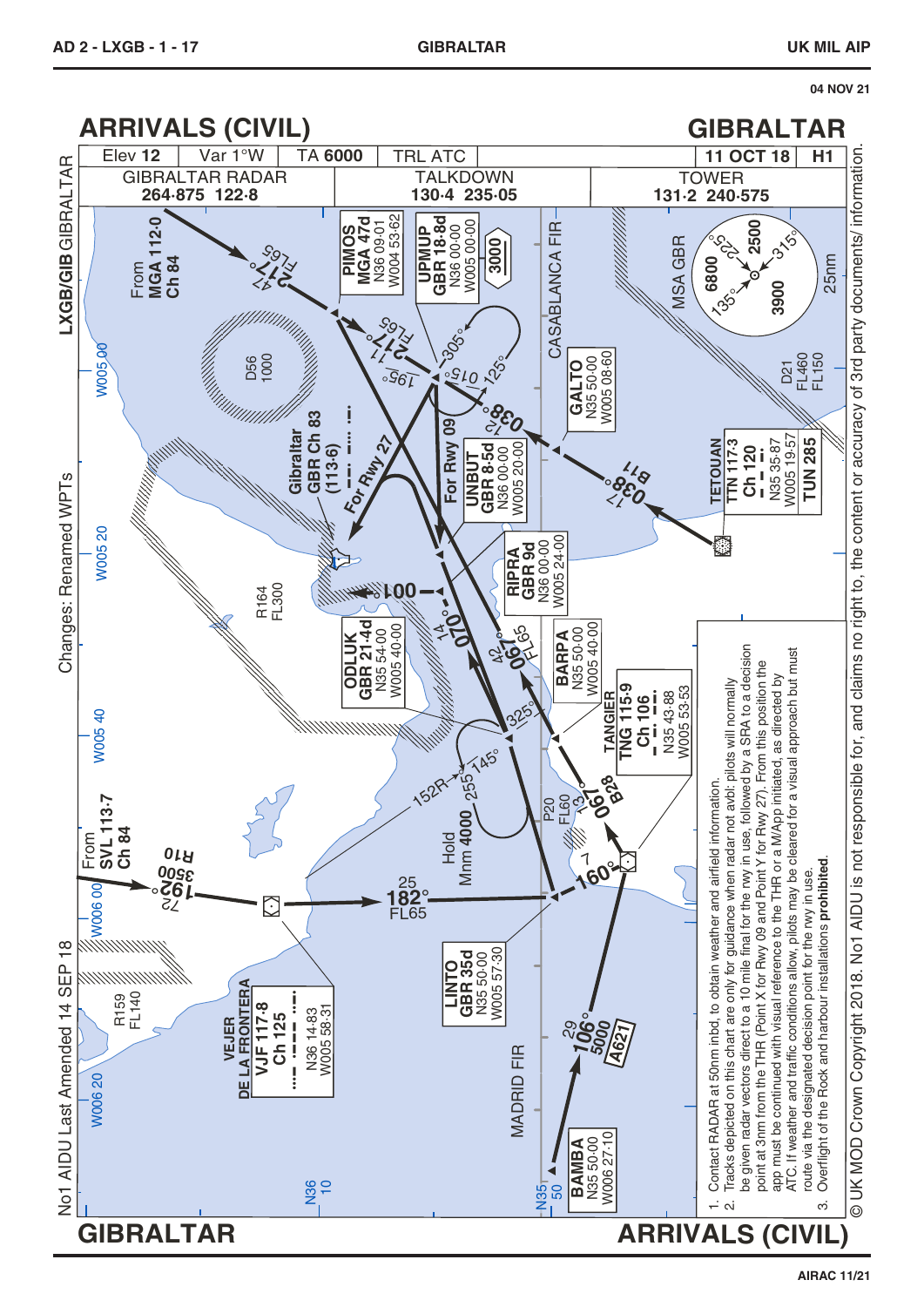# ARRIVALS (CIVIL) — GIBRALTAR

04 NOV 21

| Elev 12 | Var 1°W | TA 6000 | TRL ATC | 11 OCT 18 | H1 |
|---|---|---|---|---|---|

| GIBRALTAR RADAR | TALKDOWN | TOWER |
|---|---|---|
| 264·875 122·8 | 130·4 235·05 | 131·2 240·575 |

LXGB/GIB GIBRALTAR

Changes: Renamed WPTs

No1 AIDU Last Amended 14 SEP 18

From MGA 112·0 Ch 84

217° 47 FL65

PIMOS MGA 47d N36 09·01 W004 53·62

UPMUP GBR 18·8d N36 00·00 W005 00·00

3000

217° 11 FL65

195° 015° 305° 125°

CASABLANCA FIR

MSA GBR 2500 6800 3900 225° 315° 135° 25nm

D56 1000

Gibraltar GBR Ch 83 (113·6)

For Rwy 27

For Rwy 09

038° 12

UNBUT GBR 8·5d N36 00·00 W005 20·00

GALTO N35 50·00 W005 08·60

038° 17 B11

TETOUAN TTN 117·3 Ch 120 N35 35·87 W005 19·57

TUN 285

D21 FL460 FL150

W005 00

W005 20

R164 FL300

100°

070° 14

067° 42 FL65

RIPRA GBR 9d N36 00·00 W005 24·00

ODLUK GBR 21·4d N35 54·00 W005 40·00

BARPA N35 50·00 W005 40·00

325°

W005 40

TANGIER TNG 115·9 Ch 106 N35 43·88 W005 53·53

152R 255° 145°

Hold Mnm 4000

067° 13 B28

P20 FL60

From SVL 113·7 Ch 84

192° 72 3500 R10

W006 00

182° 25 FL65

160° 7

LINTO GBR 35d N35 50·00 W005 57·30

R159 FL140

VEJER DE LA FRONTERA VJF 117·8 Ch 125 N36 14·83 W005 58·31

W006 20

N36 10

MADRID FIR

106° 29 5000 A621

BAMBA N35 50·00 W006 27·10

N35 50

1. Contact RADAR at 50nm inbd, to obtain weather and airfield information.
2. Tracks depicted on this chart are only for guidance when radar not avbl: pilots will normally be given radar vectors direct to a 10 mile final for the rwy in use, followed by a SRA to a decision point at 3nm from the THR (Point X for Rwy 09 and Point Y for Rwy 27). From this position the app must be continued with visual reference to the THR or a M/App initiated, as directed by ATC. If weather and traffic conditions allow, pilots may be cleared for a visual approach but must route via the designated decision point for the rwy in use.
3. Overflight of the Rock and harbour installations **prohibited**.

© UK MOD Crown Copyright 2018. No1 AIDU is not responsible for, and claims no right to, the content or accuracy of 3rd party documents/ information.

AIRAC 11/21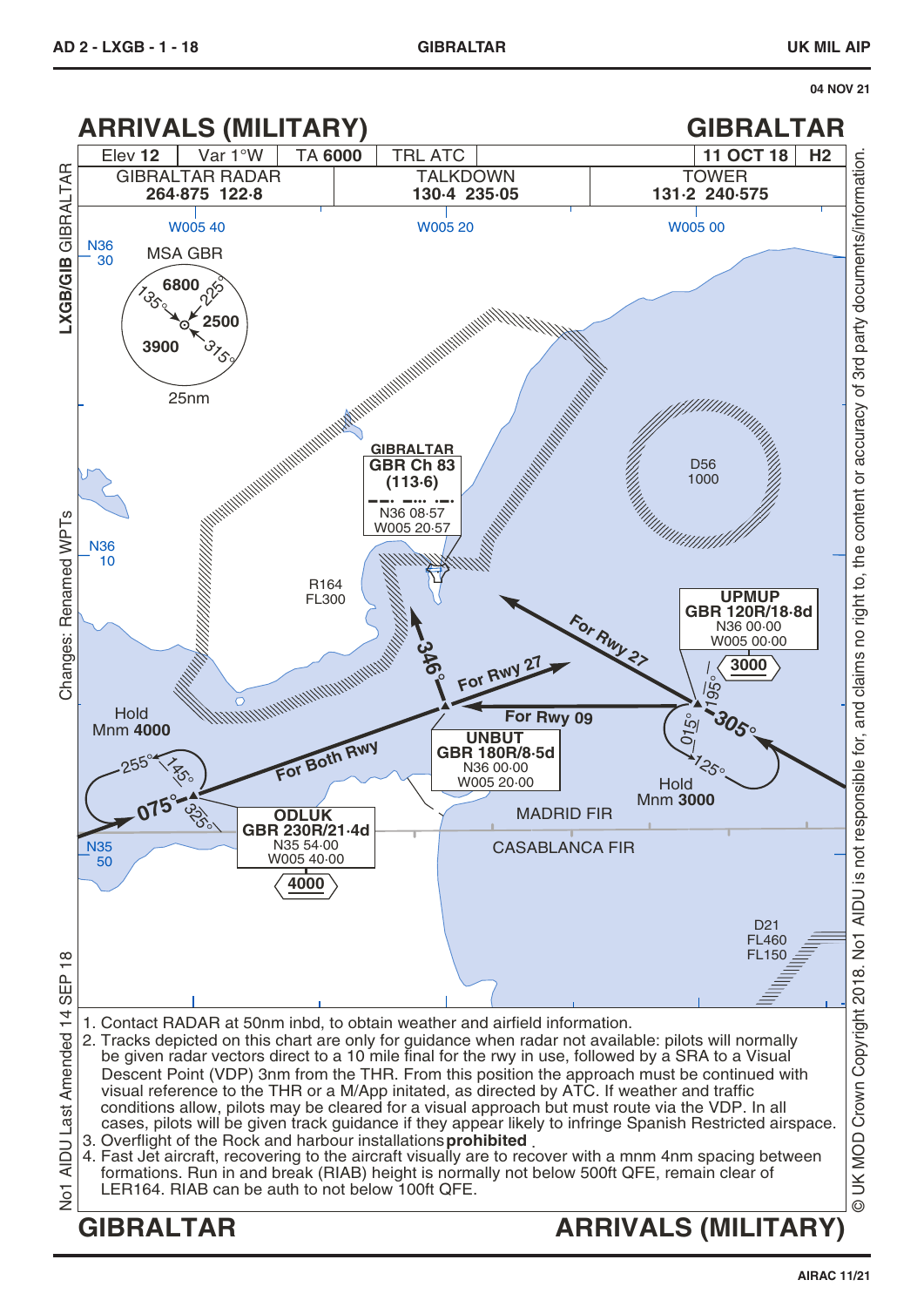# ARRIVALS (MILITARY) — GIBRALTAR

| Elev 12 | Var 1°W | TA 6000 | TRL ATC | 11 OCT 18 | H2 |
|---|---|---|---|---|---|

| GIBRALTAR RADAR | TALKDOWN | TOWER |
|---|---|---|
| 264·875 122·8 | 130·4 235·05 | 131·2 240·575 |

LXGB/GIB GIBRALTAR

W005 40
W005 20
W005 00
N36 30
N36 10
N35 50

MSA GBR
6800
2500
3900
135°
225°
315°
25nm

GIBRALTAR
GBR Ch 83
(113·6)
N36 08·57
W005 20·57

D56
1000

R164
FL300

346°
For Rwy 27
For Rwy 27
For Rwy 09
For Both Rwy

UPMUP
GBR 120R/18·8d
N36 00·00
W005 00·00
3000
195°
015°
305°
125°
Hold
Mnm 3000

UNBUT
GBR 180R/8·5d
N36 00·00
W005 20·00

Hold
Mnm 4000
255°
145°
075°
325°

ODLUK
GBR 230R/21·4d
N35 54·00
W005 40·00
4000

MADRID FIR
CASABLANCA FIR

D21
FL460
FL150

Changes: Renamed WPTs

1. Contact RADAR at 50nm inbd, to obtain weather and airfield information.
2. Tracks depicted on this chart are only for guidance when radar not available: pilots will normally be given radar vectors direct to a 10 mile final for the rwy in use, followed by a SRA to a Visual Descent Point (VDP) 3nm from the THR. From this position the approach must be continued with visual reference to the THR or a M/App initated, as directed by ATC. If weather and traffic conditions allow, pilots may be cleared for a visual approach but must route via the VDP. In all cases, pilots will be given track guidance if they appear likely to infringe Spanish Restricted airspace.
3. Overflight of the Rock and harbour installations **prohibited**.
4. Fast Jet aircraft, recovering to the aircraft visually are to recover with a mnm 4nm spacing between formations. Run in and break (RIAB) height is normally not below 500ft QFE, remain clear of LER164. RIAB can be auth to not below 100ft QFE.

No1 AIDU Last Amended 14 SEP 18

© UK MOD Crown Copyright 2018. No1 AIDU is not responsible for, and claims no right to, the content or accuracy of 3rd party documents/information.

## GIBRALTAR — ARRIVALS (MILITARY)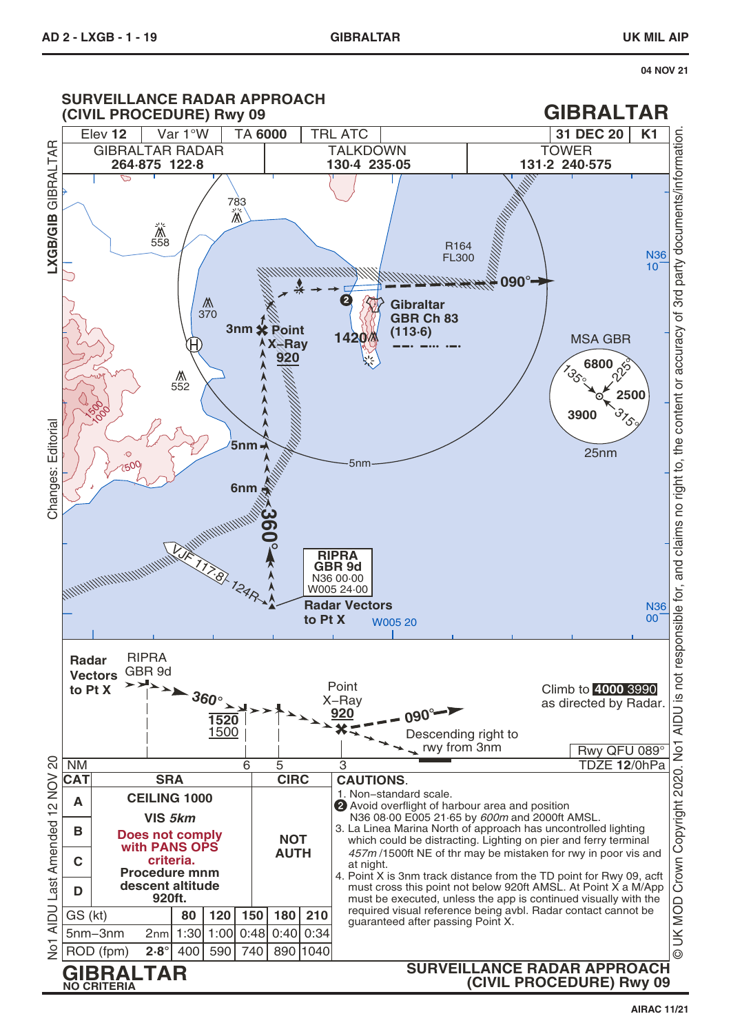## SURVEILLANCE RADAR APPROACH (CIVIL PROCEDURE) Rwy 09

## GIBRALTAR

| Elev 12 | Var 1°W | TA 6000 | TRL ATC | | 31 DEC 20 | K1 |
|---|---|---|---|---|---|---|

| GIBRALTAR RADAR | TALKDOWN | TOWER |
|---|---|---|
| 264·875 122·8 | 130·4 235·05 | 131·2 240·575 |

783 · 558 · 370 · 552 · 1420 · 1500 · 1000 · 500

R164 FL300

N36 10

090°

Gibraltar GBR Ch 83 (113·6)

3nm Point X–Ray 920

MSA GBR: 6800 (135°–225°), 2500 (225°–315°), 3900 (315°–135°), 25nm

5nm · 6nm · 360°

VJF 117·8 124R

RIPRA GBR 9d N36 00·00 W005 24·00

Radar Vectors to Pt X

N36 00

W005 20

Radar Vectors to Pt X · RIPRA GBR 9d · 360° · 1520 / 1500 · Point X–Ray 920 · 090°

Climb to 4000 3990 as directed by Radar.

Descending right to rwy from 3nm

Rwy QFU 089°

NM 6 5 3 · TDZE 12/0hPa

| CAT | SRA | CIRC |
|---|---|---|
| A | CEILING 1000 | |
| B | VIS *5km* **Does not comply with PANS OPS criteria.** | NOT AUTH |
| C | Procedure mnm descent altitude 920ft. | |
| D | | |

| GS (kt) | | 80 | 120 | 150 | 180 | 210 |
|---|---|---|---|---|---|---|
| 5nm–3nm | 2nm | 1:30 | 1:00 | 0:48 | 0:40 | 0:34 |
| ROD (fpm) | 2·8° | 400 | 590 | 740 | 890 | 1040 |

**CAUTIONS.**

1. Non–standard scale.
2. Avoid overflight of harbour area and position N36 08·00 E005 21·65 by *600m* and 2000ft AMSL.
3. La Linea Marina North of approach has uncontrolled lighting which could be distracting. Lighting on pier and ferry terminal *457m* /1500ft NE of thr may be mistaken for rwy in poor vis and at night.
4. Point X is 3nm track distance from the TD point for Rwy 09, acft must cross this point not below 920ft AMSL. At Point X a M/App must be executed, unless the app is continued visually with the required visual reference being avbl. Radar contact cannot be guaranteed after passing Point X.

**GIBRALTAR**
NO CRITERIA

**SURVEILLANCE RADAR APPROACH (CIVIL PROCEDURE) Rwy 09**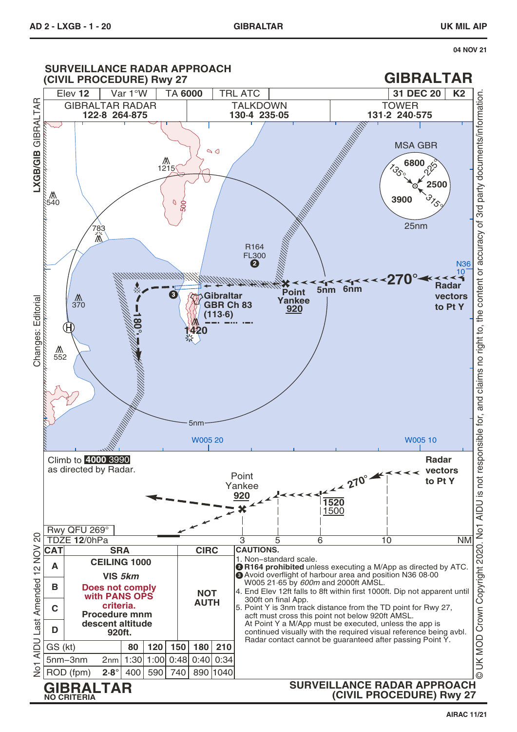# SURVEILLANCE RADAR APPROACH (CIVIL PROCEDURE) Rwy 27

## GIBRALTAR

| Elev 12 | Var 1°W | TA 6000 | TRL ATC | 31 DEC 20 | K2 |
|---|---|---|---|---|---|

| GIBRALTAR RADAR | TALKDOWN | TOWER |
|---|---|---|
| 122·8 264·875 | 130·4 235·05 | 131·2 240·575 |

LXGB/GIB GIBRALTAR

MSA GBR
6800
135°
225°
2500
3900
315°
25nm

1215
500
540
783
370
552
1420
R164 FL300 ❷
❸
Gibraltar GBR Ch 83 (113·6)
Point Yankee 920
5nm 6nm
270°
Radar vectors to Pt Y
180°
5nm
N36 10
W005 20
W005 10

Climb to **4000** 3990 as directed by Radar.

Point Yankee 920
270°
Radar vectors to Pt Y
1520
1500
Rwy QFU 269°
TDZE 12/0hPa
3 5 6 10 NM

| CAT | SRA | CIRC |
|---|---|---|
| A | CEILING 1000 VIS *5km* | NOT AUTH |
| B | Does not comply with PANS OPS criteria. | |
| C | Procedure mnm descent altitude 920ft. | |
| D | | |

| GS (kt) | | 80 | 120 | 150 | 180 | 210 |
|---|---|---|---|---|---|---|
| 5nm–3nm | 2nm | 1:30 | 1:00 | 0:48 | 0:40 | 0:34 |
| ROD (fpm) | 2·8° | 400 | 590 | 740 | 890 | 1040 |

**CAUTIONS.**

1. Non–standard scale.
2. ❷ **R164 prohibited** unless executing a M/App as directed by ATC.
3. ❸ Avoid overflight of harbour area and position N36 08·00 W005 21·65 by *600m* and 2000ft AMSL.
4. End Elev 12ft falls to 8ft within first 1000ft. Dip not apparent until 300ft on final App.
5. Point Y is 3nm track distance from the TD point for Rwy 27, acft must cross this point not below 920ft AMSL. At Point Y a M/App must be executed, unless the app is continued visually with the required visual reference being avbl. Radar contact cannot be guaranteed after passing Point Y.

Changes: Editorial

No1 AIDU Last Amended 12 NOV 20

© UK MOD Crown Copyright 2020. No1 AIDU is not responsible for, and claims no right to, the content or accuracy of 3rd party documents/information.

**GIBRALTAR**
NO CRITERIA

**SURVEILLANCE RADAR APPROACH (CIVIL PROCEDURE) Rwy 27**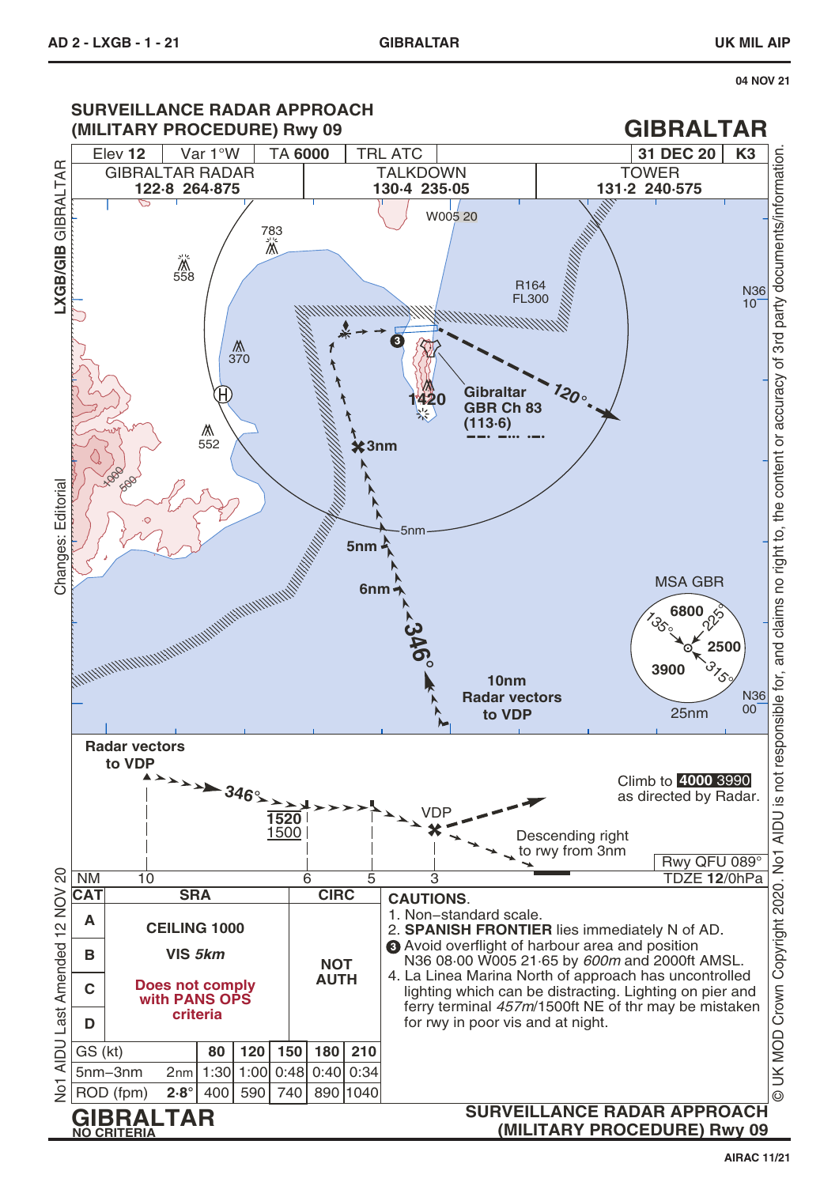# SURVEILLANCE RADAR APPROACH (MILITARY PROCEDURE) Rwy 09

# GIBRALTAR

| Elev 12 | Var 1°W | TA 6000 | TRL ATC | 31 DEC 20 | K3 |
|---|---|---|---|---|---|

| GIBRALTAR RADAR | TALKDOWN | TOWER |
|---|---|---|
| 122·8 264·875 | 130·4 235·05 | 131·2 240·575 |

W005 20

783

558

370

552

1000

500

R164 FL300

N36 10

3

1420

Gibraltar GBR Ch 83 (113·6)

120°

3nm

5nm

5nm

6nm

346°

10nm Radar vectors to VDP

MSA GBR

6800

135°

225°

2500

315°

3900

25nm

N36 00

Radar vectors to VDP

346°

1520

1500

VDP

Climb to 4000 3990 as directed by Radar.

Descending right to rwy from 3nm

Rwy QFU 089°

TDZE 12/0hPa

NM 10 6 5 3

| CAT | SRA | CIRC |
|---|---|---|
| A | CEILING 1000 | NOT AUTH |
| B | VIS *5km* | |
| C | Does not comply with PANS OPS criteria | |
| D | | |

| GS (kt) | | 80 | 120 | 150 | 180 | 210 |
|---|---|---|---|---|---|---|
| 5nm–3nm | 2nm | 1:30 | 1:00 | 0:48 | 0:40 | 0:34 |
| ROD (fpm) | 2·8° | 400 | 590 | 740 | 890 | 1040 |

**CAUTIONS.**

1. Non–standard scale.
2. **SPANISH FRONTIER** lies immediately N of AD.
3. Avoid overflight of harbour area and position N36 08·00 W005 21·65 by *600m* and 2000ft AMSL.
4. La Linea Marina North of approach has uncontrolled lighting which can be distracting. Lighting on pier and ferry terminal *457m*/1500ft NE of thr may be mistaken for rwy in poor vis and at night.

**GIBRALTAR**
NO CRITERIA

**SURVEILLANCE RADAR APPROACH (MILITARY PROCEDURE) Rwy 09**

LXGB/GIB GIBRALTAR

Changes: Editorial

No1 AIDU Last Amended 12 NOV 20

© UK MOD Crown Copyright 2020. No1 AIDU is not responsible for, and claims no right to, the content or accuracy of 3rd party documents/information.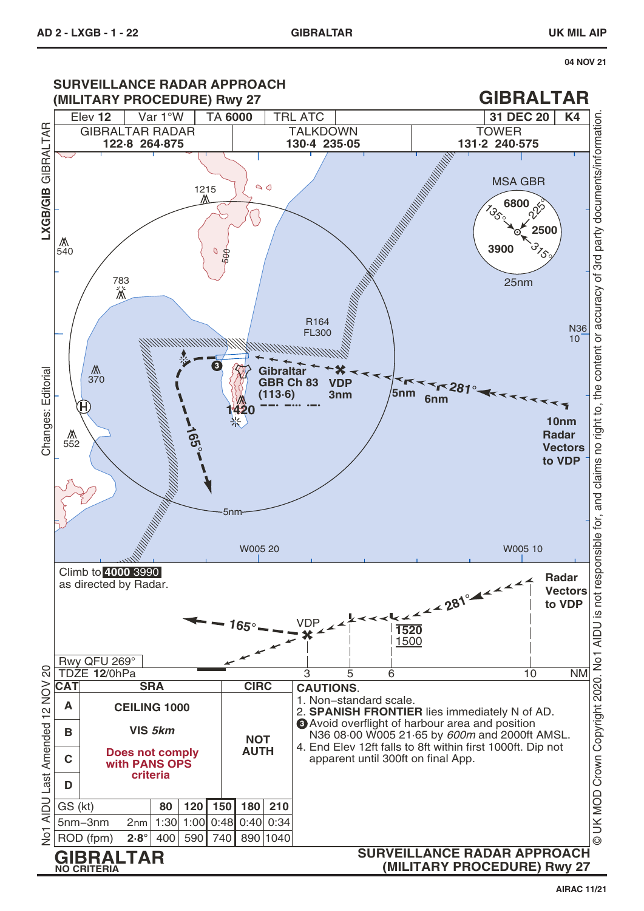# SURVEILLANCE RADAR APPROACH (MILITARY PROCEDURE) Rwy 27

## GIBRALTAR

| Elev 12 | Var 1°W | TA 6000 | TRL ATC | 31 DEC 20 | K4 |
|---|---|---|---|---|---|

| GIBRALTAR RADAR | TALKDOWN | TOWER |
|---|---|---|
| 122·8 264·875 | 130·4 235·05 | 131·2 240·575 |

MSA GBR

6800

135°

225°

2500

3900

315°

25nm

1215

540

783

500

R164
FL300

N36
10

370

Gibraltar
GBR Ch 83
(113·6)

VDP
3nm

5nm

6nm

281°

1420

10nm
Radar
Vectors
to VDP

552

165°

5nm

W005 20

W005 10

Climb to 4000 3990
as directed by Radar.

Radar
Vectors
to VDP

281°

165°

VDP

1520
1500

Rwy QFU 269°

TDZE 12/0hPa

3

5

6

10

NM

| CAT | SRA | CIRC |
|---|---|---|
| A | CEILING 1000 | NOT AUTH |
| B | VIS *5km* | |
| C | Does not comply with PANS OPS criteria | |
| D | | |

**CAUTIONS**.
1. Non–standard scale.
2. **SPANISH FRONTIER** lies immediately N of AD.
3. Avoid overflight of harbour area and position N36 08·00 W005 21·65 by *600m* and 2000ft AMSL.
4. End Elev 12ft falls to 8ft within first 1000ft. Dip not apparent until 300ft on final App.

| GS (kt) | | 80 | 120 | 150 | 180 | 210 |
|---|---|---|---|---|---|---|
| 5nm–3nm | 2nm | 1:30 | 1:00 | 0:48 | 0:40 | 0:34 |
| ROD (fpm) | 2·8° | 400 | 590 | 740 | 890 | 1040 |

**GIBRALTAR**
NO CRITERIA

SURVEILLANCE RADAR APPROACH (MILITARY PROCEDURE) Rwy 27

LXGB/GIB GIBRALTAR

Changes: Editorial

No1 AIDU Last Amended 12 NOV 20

© UK MOD Crown Copyright 2020. No1 AIDU is not responsible for, and claims no right to, the content or accuracy of 3rd party documents/information.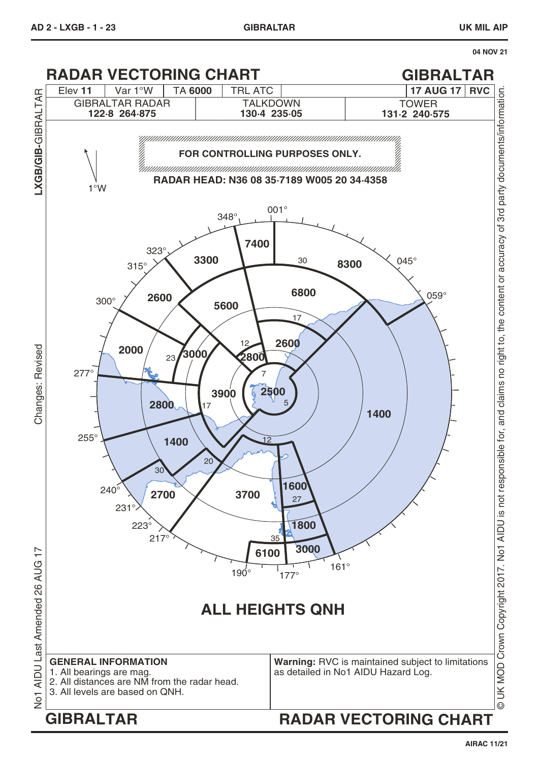# RADAR VECTORING CHART — GIBRALTAR

| Elev 11 | Var 1°W | TA 6000 | TRL ATC | 17 AUG 17 | RVC |
|---|---|---|---|---|---|

| GIBRALTAR RADAR | TALKDOWN | TOWER |
|---|---|---|
| 122·8 264·875 | 130·4 235·05 | 131·2 240·575 |

**FOR CONTROLLING PURPOSES ONLY.**

**RADAR HEAD: N36 08 35·7189 W005 20 34·4358**

1°W

001°
348°
323°
315°
300°
277°
255°
240°
231°
223°
217°
190°
177°
161°
045°
059°

7400
3300
8300
2600
6800
5600
2000
3000
2600
2800
3900
2500
2800
1400
1400
2700
3700
1600
1800
6100
3000

5
7
12
17
20
23
27
30
35

**ALL HEIGHTS QNH**

**GENERAL INFORMATION**
1. All bearings are mag.
2. All distances are NM from the radar head.
3. All levels are based on QNH.

**Warning:** RVC is maintained subject to limitations as detailed in No1 AIDU Hazard Log.

LXGB/GIB-GIBRALTAR

Changes: Revised

No1 AIDU Last Amended 26 AUG 17

© UK MOD Crown Copyright 2017. No1 AIDU is not responsible for, and claims no right to, the content or accuracy of 3rd party documents/information.

**GIBRALTAR RADAR VECTORING CHART**